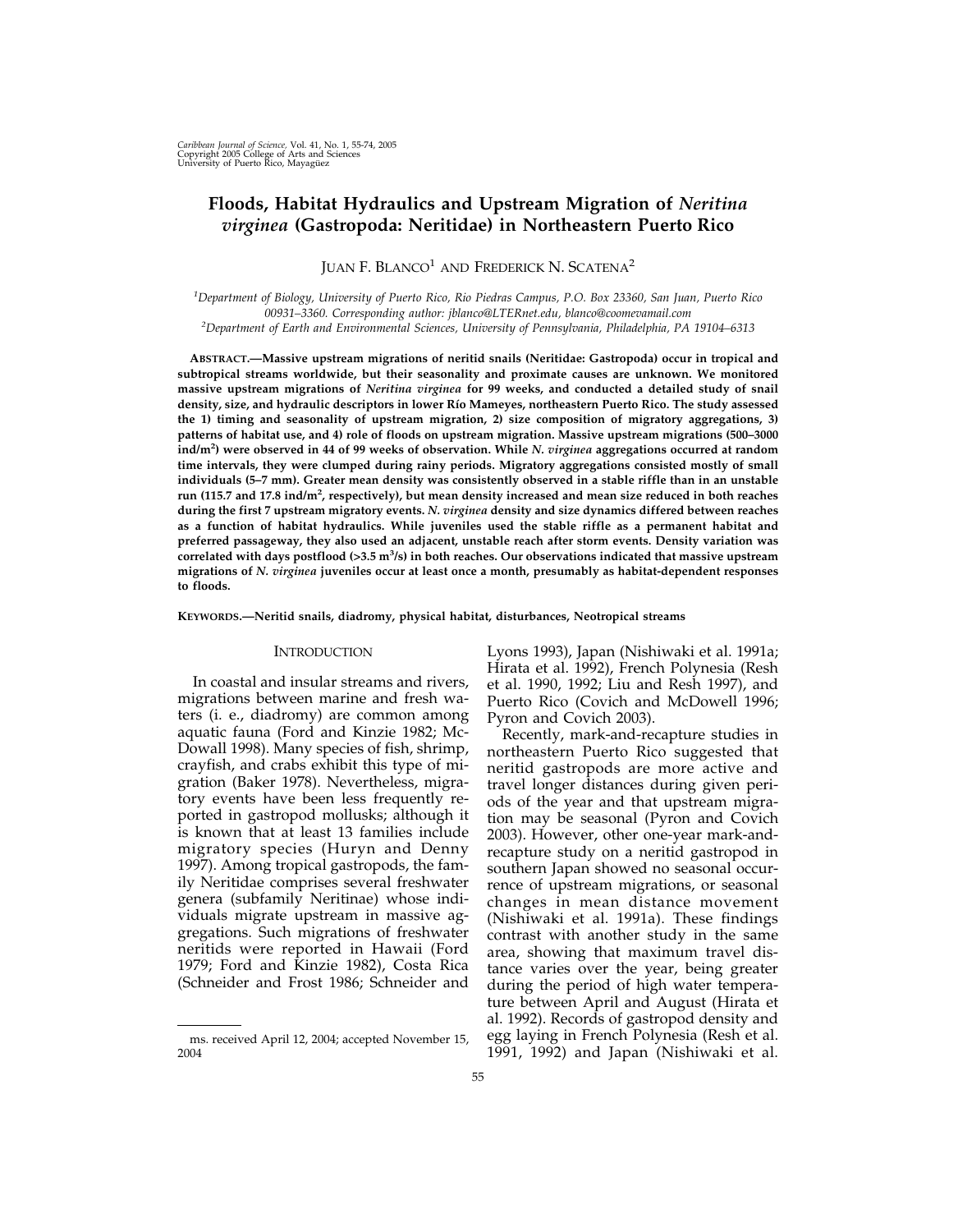# Floods, Habitat Hydraulics and Upstream Migration of *Neritina virginea* (Gastropoda: Neritidae) in Northeastern Puerto Rico

Juan F. Blanco[1] and Frederick N. Scatena[2]

[1]Department of Biology, University of Puerto Rico, Rio Piedras Campus, P.O. Box 23360, San Juan, Puerto Rico 00931–3360. Corresponding author: jblanco@LTERnet.edu, blanco@coomevamail.com

[2]Department of Earth and Environmental Sciences, University of Pennsylvania, Philadelphia, PA 19104–6313

**Abstract.—Massive upstream migrations of neritid snails (Neritidae: Gastropoda) occur in tropical and subtropical streams worldwide, but their seasonality and proximate causes are unknown. We monitored massive upstream migrations of *Neritina virginea* for 99 weeks, and conducted a detailed study of snail density, size, and hydraulic descriptors in lower Río Mameyes, northeastern Puerto Rico. The study assessed the 1) timing and seasonality of upstream migration, 2) size composition of migratory aggregations, 3) patterns of habitat use, and 4) role of floods on upstream migration. Massive upstream migrations (500–3000 ind/m$^2$) were observed in 44 of 99 weeks of observation. While *N. virginea* aggregations occurred at random time intervals, they were clumped during rainy periods. Migratory aggregations consisted mostly of small individuals (5–7 mm). Greater mean density was consistently observed in a stable riffle than in an unstable run (115.7 and 17.8 ind/m$^2$, respectively), but mean density increased and mean size reduced in both reaches during the first 7 upstream migratory events. *N. virginea* density and size dynamics differed between reaches as a function of habitat hydraulics. While juveniles used the stable riffle as a permanent habitat and preferred passageway, they also used an adjacent, unstable reach after storm events. Density variation was correlated with days postflood (>3.5 m$^3$/s) in both reaches. Our observations indicated that massive upstream migrations of *N. virginea* juveniles occur at least once a month, presumably as habitat-dependent responses to floods.**

**Keywords.—Neritid snails, diadromy, physical habitat, disturbances, Neotropical streams**

## Introduction

In coastal and insular streams and rivers, migrations between marine and fresh waters (i. e., diadromy) are common among aquatic fauna (Ford and Kinzie 1982; McDowall 1998). Many species of fish, shrimp, crayfish, and crabs exhibit this type of migration (Baker 1978). Nevertheless, migratory events have been less frequently reported in gastropod mollusks; although it is known that at least 13 families include migratory species (Huryn and Denny 1997). Among tropical gastropods, the family Neritidae comprises several freshwater genera (subfamily Neritinae) whose individuals migrate upstream in massive aggregations. Such migrations of freshwater neritids were reported in Hawaii (Ford 1979; Ford and Kinzie 1982), Costa Rica (Schneider and Frost 1986; Schneider and Lyons 1993), Japan (Nishiwaki et al. 1991a; Hirata et al. 1992), French Polynesia (Resh et al. 1990, 1992; Liu and Resh 1997), and Puerto Rico (Covich and McDowell 1996; Pyron and Covich 2003).

Recently, mark-and-recapture studies in northeastern Puerto Rico suggested that neritid gastropods are more active and travel longer distances during given periods of the year and that upstream migration may be seasonal (Pyron and Covich 2003). However, other one-year mark-and-recapture study on a neritid gastropod in southern Japan showed no seasonal occurrence of upstream migrations, or seasonal changes in mean distance movement (Nishiwaki et al. 1991a). These findings contrast with another study in the same area, showing that maximum travel distance varies over the year, being greater during the period of high water temperature between April and August (Hirata et al. 1992). Records of gastropod density and egg laying in French Polynesia (Resh et al. 1991, 1992) and Japan (Nishiwaki et al.

ms. received April 12, 2004; accepted November 15, 2004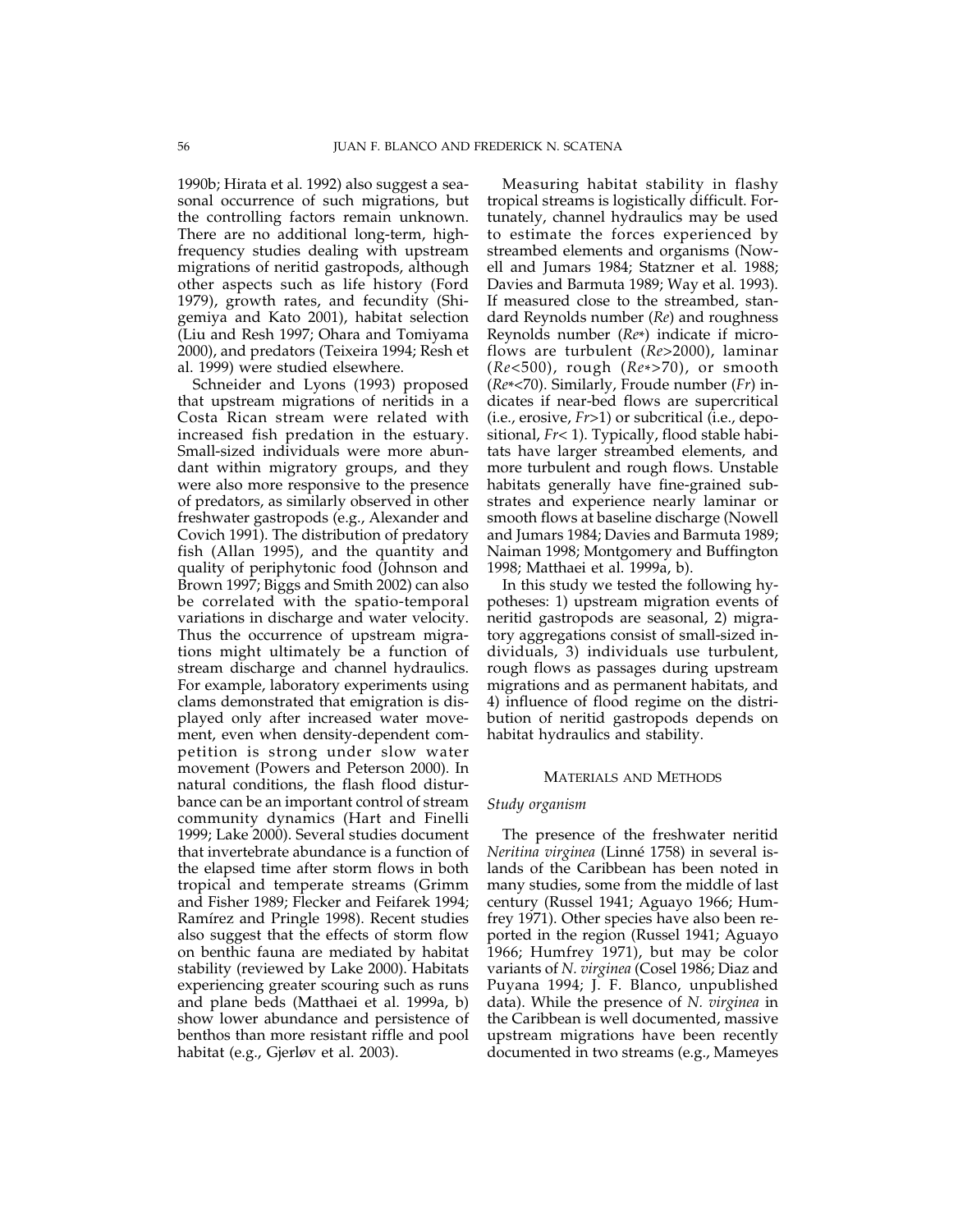1990b; Hirata et al. 1992) also suggest a seasonal occurrence of such migrations, but the controlling factors remain unknown. There are no additional long-term, high-frequency studies dealing with upstream migrations of neritid gastropods, although other aspects such as life history (Ford 1979), growth rates, and fecundity (Shigemiya and Kato 2001), habitat selection (Liu and Resh 1997; Ohara and Tomiyama 2000), and predators (Teixeira 1994; Resh et al. 1999) were studied elsewhere.

Schneider and Lyons (1993) proposed that upstream migrations of neritids in a Costa Rican stream were related with increased fish predation in the estuary. Small-sized individuals were more abundant within migratory groups, and they were also more responsive to the presence of predators, as similarly observed in other freshwater gastropods (e.g., Alexander and Covich 1991). The distribution of predatory fish (Allan 1995), and the quantity and quality of periphytonic food (Johnson and Brown 1997; Biggs and Smith 2002) can also be correlated with the spatio-temporal variations in discharge and water velocity. Thus the occurrence of upstream migrations might ultimately be a function of stream discharge and channel hydraulics. For example, laboratory experiments using clams demonstrated that emigration is displayed only after increased water movement, even when density-dependent competition is strong under slow water movement (Powers and Peterson 2000). In natural conditions, the flash flood disturbance can be an important control of stream community dynamics (Hart and Finelli 1999; Lake 2000). Several studies document that invertebrate abundance is a function of the elapsed time after storm flows in both tropical and temperate streams (Grimm and Fisher 1989; Flecker and Feifarek 1994; Ramírez and Pringle 1998). Recent studies also suggest that the effects of storm flow on benthic fauna are mediated by habitat stability (reviewed by Lake 2000). Habitats experiencing greater scouring such as runs and plane beds (Matthaei et al. 1999a, b) show lower abundance and persistence of benthos than more resistant riffle and pool habitat (e.g., Gjerløv et al. 2003).

Measuring habitat stability in flashy tropical streams is logistically difficult. Fortunately, channel hydraulics may be used to estimate the forces experienced by streambed elements and organisms (Nowell and Jumars 1984; Statzner et al. 1988; Davies and Barmuta 1989; Way et al. 1993). If measured close to the streambed, standard Reynolds number (*Re*) and roughness Reynolds number (*Re*\*) indicate if microflows are turbulent ($Re>2000$), laminar ($Re<500$), rough ($Re*>70$), or smooth ($Re*<70$). Similarly, Froude number (*Fr*) indicates if near-bed flows are supercritical (i.e., erosive, $Fr>1$) or subcritical (i.e., depositional, $Fr<1$). Typically, flood stable habitats have larger streambed elements, and more turbulent and rough flows. Unstable habitats generally have fine-grained substrates and experience nearly laminar or smooth flows at baseline discharge (Nowell and Jumars 1984; Davies and Barmuta 1989; Naiman 1998; Montgomery and Buffington 1998; Matthaei et al. 1999a, b).

In this study we tested the following hypotheses: 1) upstream migration events of neritid gastropods are seasonal, 2) migratory aggregations consist of small-sized individuals, 3) individuals use turbulent, rough flows as passages during upstream migrations and as permanent habitats, and 4) influence of flood regime on the distribution of neritid gastropods depends on habitat hydraulics and stability.

## MATERIALS AND METHODS

### *Study organism*

The presence of the freshwater neritid *Neritina virginea* (Linné 1758) in several islands of the Caribbean has been noted in many studies, some from the middle of last century (Russel 1941; Aguayo 1966; Humfrey 1971). Other species have also been reported in the region (Russel 1941; Aguayo 1966; Humfrey 1971), but may be color variants of *N. virginea* (Cosel 1986; Diaz and Puyana 1994; J. F. Blanco, unpublished data). While the presence of *N. virginea* in the Caribbean is well documented, massive upstream migrations have been recently documented in two streams (e.g., Mameyes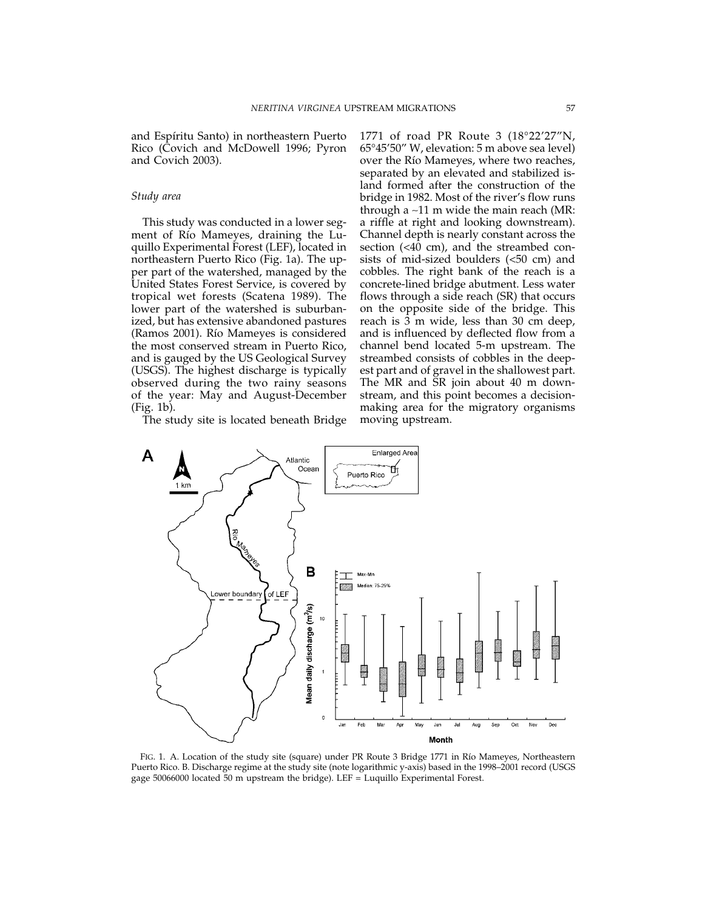and Espíritu Santo) in northeastern Puerto Rico (Covich and McDowell 1996; Pyron and Covich 2003).

### *Study area*

This study was conducted in a lower segment of Río Mameyes, draining the Luquillo Experimental Forest (LEF), located in northeastern Puerto Rico (Fig. 1a). The upper part of the watershed, managed by the United States Forest Service, is covered by tropical wet forests (Scatena 1989). The lower part of the watershed is suburbanized, but has extensive abandoned pastures (Ramos 2001). Río Mameyes is considered the most conserved stream in Puerto Rico, and is gauged by the US Geological Survey (USGS). The highest discharge is typically observed during the two rainy seasons of the year: May and August-December (Fig. 1b).

The study site is located beneath Bridge 1771 of road PR Route 3 (18°22′27″N, 65°45′50″ W, elevation: 5 m above sea level) over the Río Mameyes, where two reaches, separated by an elevated and stabilized island formed after the construction of the bridge in 1982. Most of the river's flow runs through a ~11 m wide the main reach (MR: a riffle at right and looking downstream). Channel depth is nearly constant across the section (<40 cm), and the streambed consists of mid-sized boulders (<50 cm) and cobbles. The right bank of the reach is a concrete-lined bridge abutment. Less water flows through a side reach (SR) that occurs on the opposite side of the bridge. This reach is 3 m wide, less than 30 cm deep, and is influenced by deflected flow from a channel bend located 5-m upstream. The streambed consists of cobbles in the deepest part and of gravel in the shallowest part. The MR and SR join about 40 m downstream, and this point becomes a decision-making area for the migratory organisms moving upstream.

FIG. 1. A. Location of the study site (square) under PR Route 3 Bridge 1771 in Río Mameyes, Northeastern Puerto Rico. B. Discharge regime at the study site (note logarithmic y-axis) based in the 1998–2001 record (USGS gage 50066000 located 50 m upstream the bridge). LEF = Luquillo Experimental Forest.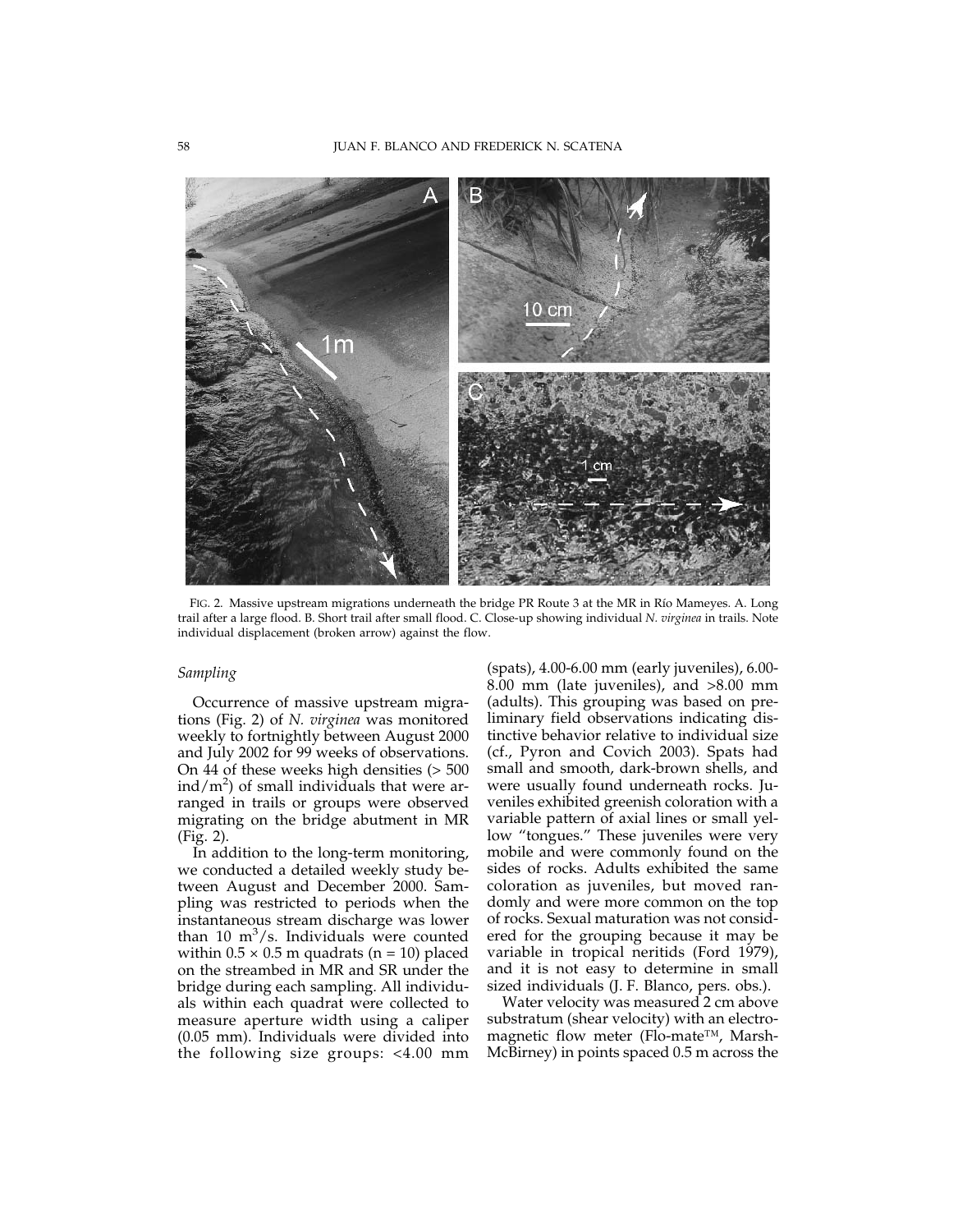FIG. 2. Massive upstream migrations underneath the bridge PR Route 3 at the MR in Río Mameyes. A. Long trail after a large flood. B. Short trail after small flood. C. Close-up showing individual *N. virginea* in trails. Note individual displacement (broken arrow) against the flow.

### *Sampling*

Occurrence of massive upstream migrations (Fig. 2) of *N. virginea* was monitored weekly to fortnightly between August 2000 and July 2002 for 99 weeks of observations. On 44 of these weeks high densities (> 500 ind/$m^2$) of small individuals that were arranged in trails or groups were observed migrating on the bridge abutment in MR (Fig. 2).

In addition to the long-term monitoring, we conducted a detailed weekly study between August and December 2000. Sampling was restricted to periods when the instantaneous stream discharge was lower than 10 $m^3$/s. Individuals were counted within 0.5 × 0.5 m quadrats (n = 10) placed on the streambed in MR and SR under the bridge during each sampling. All individuals within each quadrat were collected to measure aperture width using a caliper (0.05 mm). Individuals were divided into the following size groups: <4.00 mm (spats), 4.00-6.00 mm (early juveniles), 6.00-8.00 mm (late juveniles), and >8.00 mm (adults). This grouping was based on preliminary field observations indicating distinctive behavior relative to individual size (cf., Pyron and Covich 2003). Spats had small and smooth, dark-brown shells, and were usually found underneath rocks. Juveniles exhibited greenish coloration with a variable pattern of axial lines or small yellow "tongues." These juveniles were very mobile and were commonly found on the sides of rocks. Adults exhibited the same coloration as juveniles, but moved randomly and were more common on the top of rocks. Sexual maturation was not considered for the grouping because it may be variable in tropical neritids (Ford 1979), and it is not easy to determine in small sized individuals (J. F. Blanco, pers. obs.).

Water velocity was measured 2 cm above substratum (shear velocity) with an electromagnetic flow meter (Flo-mate™, Marsh-McBirney) in points spaced 0.5 m across the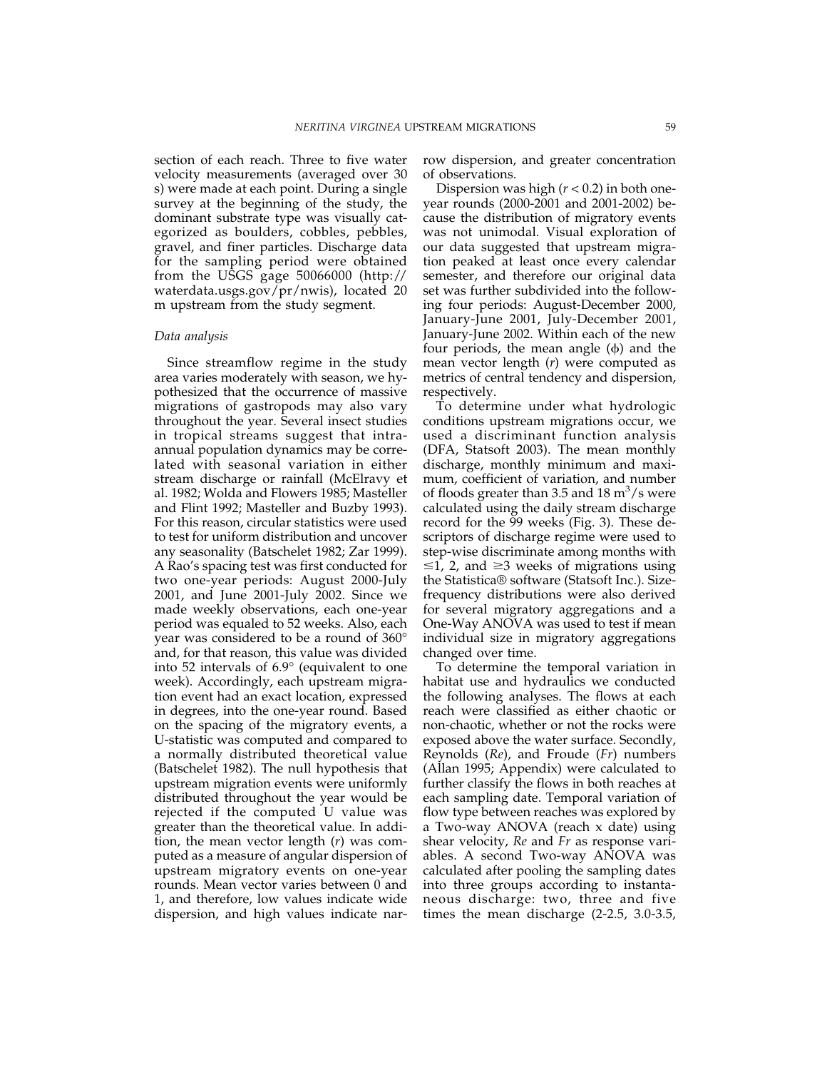section of each reach. Three to five water velocity measurements (averaged over 30 s) were made at each point. During a single survey at the beginning of the study, the dominant substrate type was visually categorized as boulders, cobbles, pebbles, gravel, and finer particles. Discharge data for the sampling period were obtained from the USGS gage 50066000 (http://waterdata.usgs.gov/pr/nwis), located 20 m upstream from the study segment.

### *Data analysis*

Since streamflow regime in the study area varies moderately with season, we hypothesized that the occurrence of massive migrations of gastropods may also vary throughout the year. Several insect studies in tropical streams suggest that intra-annual population dynamics may be correlated with seasonal variation in either stream discharge or rainfall (McElravy et al. 1982; Wolda and Flowers 1985; Masteller and Flint 1992; Masteller and Buzby 1993). For this reason, circular statistics were used to test for uniform distribution and uncover any seasonality (Batschelet 1982; Zar 1999). A Rao's spacing test was first conducted for two one-year periods: August 2000-July 2001, and June 2001-July 2002. Since we made weekly observations, each one-year period was equaled to 52 weeks. Also, each year was considered to be a round of 360° and, for that reason, this value was divided into 52 intervals of 6.9° (equivalent to one week). Accordingly, each upstream migration event had an exact location, expressed in degrees, into the one-year round. Based on the spacing of the migratory events, a U-statistic was computed and compared to a normally distributed theoretical value (Batschelet 1982). The null hypothesis that upstream migration events were uniformly distributed throughout the year would be rejected if the computed U value was greater than the theoretical value. In addition, the mean vector length ($r$) was computed as a measure of angular dispersion of upstream migratory events on one-year rounds. Mean vector varies between 0 and 1, and therefore, low values indicate wide dispersion, and high values indicate narrow dispersion, and greater concentration of observations.

Dispersion was high ($r < 0.2$) in both one-year rounds (2000-2001 and 2001-2002) because the distribution of migratory events was not unimodal. Visual exploration of our data suggested that upstream migration peaked at least once every calendar semester, and therefore our original data set was further subdivided into the following four periods: August-December 2000, January-June 2001, July-December 2001, January-June 2002. Within each of the new four periods, the mean angle ($\phi$) and the mean vector length ($r$) were computed as metrics of central tendency and dispersion, respectively.

To determine under what hydrologic conditions upstream migrations occur, we used a discriminant function analysis (DFA, Statsoft 2003). The mean monthly discharge, monthly minimum and maximum, coefficient of variation, and number of floods greater than 3.5 and 18 $m^3/s$ were calculated using the daily stream discharge record for the 99 weeks (Fig. 3). These descriptors of discharge regime were used to step-wise discriminate among months with $\leq 1$, 2, and $\geq 3$ weeks of migrations using the Statistica® software (Statsoft Inc.). Size-frequency distributions were also derived for several migratory aggregations and a One-Way ANOVA was used to test if mean individual size in migratory aggregations changed over time.

To determine the temporal variation in habitat use and hydraulics we conducted the following analyses. The flows at each reach were classified as either chaotic or non-chaotic, whether or not the rocks were exposed above the water surface. Secondly, Reynolds (*Re*), and Froude (*Fr*) numbers (Allan 1995; Appendix) were calculated to further classify the flows in both reaches at each sampling date. Temporal variation of flow type between reaches was explored by a Two-way ANOVA (reach x date) using shear velocity, *Re* and *Fr* as response variables. A second Two-way ANOVA was calculated after pooling the sampling dates into three groups according to instantaneous discharge: two, three and five times the mean discharge (2-2.5, 3.0-3.5,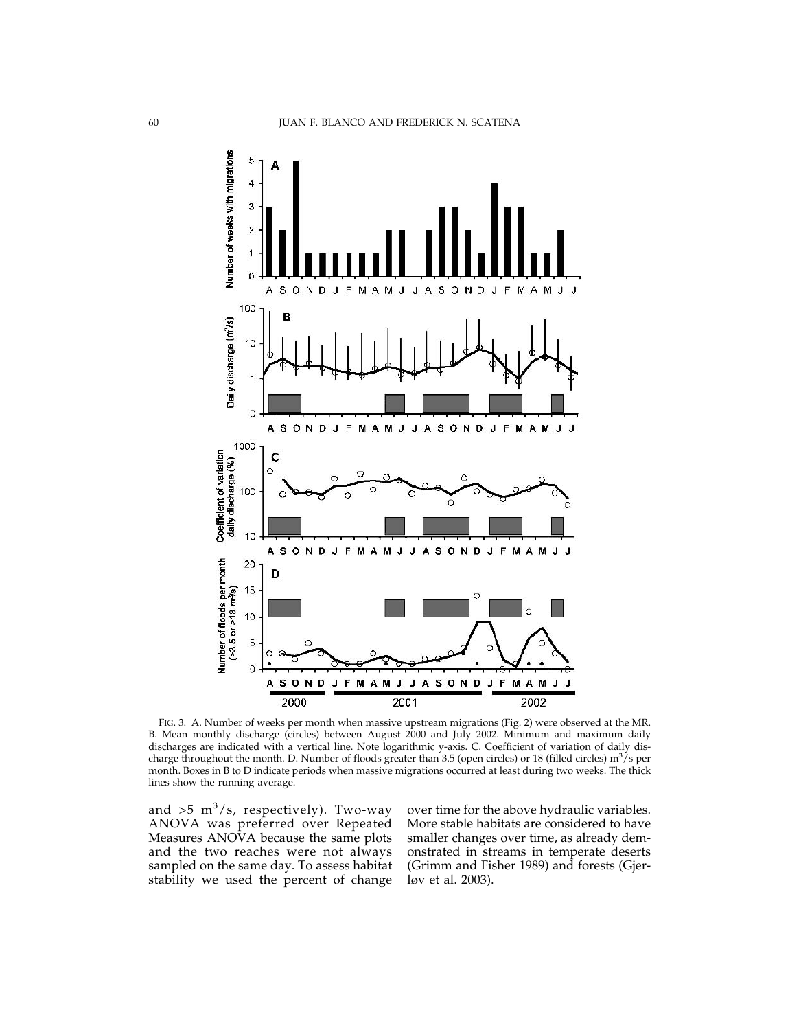FIG. 3. A. Number of weeks per month when massive upstream migrations (Fig. 2) were observed at the MR. B. Mean monthly discharge (circles) between August 2000 and July 2002. Minimum and maximum daily discharges are indicated with a vertical line. Note logarithmic y-axis. C. Coefficient of variation of daily discharge throughout the month. D. Number of floods greater than 3.5 (open circles) or 18 (filled circles) $m^3/s$ per month. Boxes in B to D indicate periods when massive migrations occurred at least during two weeks. The thick lines show the running average.

and $>5$ $m^3/s$, respectively). Two-way ANOVA was preferred over Repeated Measures ANOVA because the same plots and the two reaches were not always sampled on the same day. To assess habitat stability we used the percent of change over time for the above hydraulic variables. More stable habitats are considered to have smaller changes over time, as already demonstrated in streams in temperate deserts (Grimm and Fisher 1989) and forests (Gjerløv et al. 2003).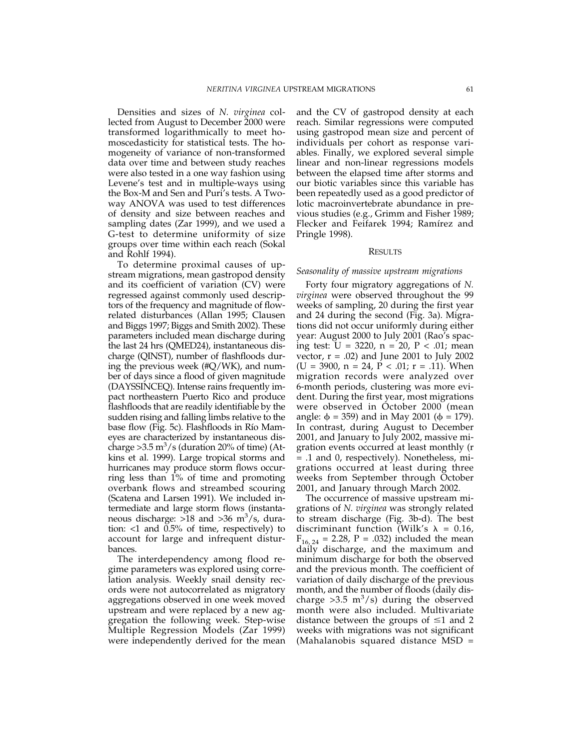Densities and sizes of *N. virginea* collected from August to December 2000 were transformed logarithmically to meet homoscedasticity for statistical tests. The homogeneity of variance of non-transformed data over time and between study reaches were also tested in a one way fashion using Levene's test and in multiple-ways using the Box-M and Sen and Puri's tests. A Two-way ANOVA was used to test differences of density and size between reaches and sampling dates (Zar 1999), and we used a G-test to determine uniformity of size groups over time within each reach (Sokal and Rohlf 1994).

To determine proximal causes of upstream migrations, mean gastropod density and its coefficient of variation (CV) were regressed against commonly used descriptors of the frequency and magnitude of flow-related disturbances (Allan 1995; Clausen and Biggs 1997; Biggs and Smith 2002). These parameters included mean discharge during the last 24 hrs (QMED24), instantaneous discharge (QINST), number of flashfloods during the previous week (#Q/WK), and number of days since a flood of given magnitude (DAYSSINCEQ). Intense rains frequently impact northeastern Puerto Rico and produce flashfloods that are readily identifiable by the sudden rising and falling limbs relative to the base flow (Fig. 5c). Flashfloods in Río Mameyes are characterized by instantaneous discharge >3.5 $m^3$/s (duration 20% of time) (Atkins et al. 1999). Large tropical storms and hurricanes may produce storm flows occurring less than 1% of time and promoting overbank flows and streambed scouring (Scatena and Larsen 1991). We included intermediate and large storm flows (instantaneous discharge: >18 and >36 $m^3$/s, duration: <1 and 0.5% of time, respectively) to account for large and infrequent disturbances.

The interdependency among flood regime parameters was explored using correlation analysis. Weekly snail density records were not autocorrelated as migratory aggregations observed in one week moved upstream and were replaced by a new aggregation the following week. Step-wise Multiple Regression Models (Zar 1999) were independently derived for the mean and the CV of gastropod density at each reach. Similar regressions were computed using gastropod mean size and percent of individuals per cohort as response variables. Finally, we explored several simple linear and non-linear regressions models between the elapsed time after storms and our biotic variables since this variable has been repeatedly used as a good predictor of lotic macroinvertebrate abundance in previous studies (e.g., Grimm and Fisher 1989; Flecker and Feifarek 1994; Ramírez and Pringle 1998).

## Results

### *Seasonality of massive upstream migrations*

Forty four migratory aggregations of *N. virginea* were observed throughout the 99 weeks of sampling, 20 during the first year and 24 during the second (Fig. 3a). Migrations did not occur uniformly during either year: August 2000 to July 2001 (Rao's spacing test: $U = 3220$, $n = 20$, $P < .01$; mean vector, $r = .02$) and June 2001 to July 2002 ($U = 3900$, $n = 24$, $P < .01$; $r = .11$). When migration records were analyzed over 6-month periods, clustering was more evident. During the first year, most migrations were observed in October 2000 (mean angle: $\phi = 359$) and in May 2001 ($\phi = 179$). In contrast, during August to December 2001, and January to July 2002, massive migration events occurred at least monthly ($r = .1$ and 0, respectively). Nonetheless, migrations occurred at least during three weeks from September through October 2001, and January through March 2002.

The occurrence of massive upstream migrations of *N. virginea* was strongly related to stream discharge (Fig. 3b-d). The best discriminant function (Wilk's $\lambda = 0.16$, $F_{16, 24} = 2.28$, $P = .032$) included the mean daily discharge, and the maximum and minimum discharge for both the observed and the previous month. The coefficient of variation of daily discharge of the previous month, and the number of floods (daily discharge >3.5 $m^3$/s) during the observed month were also included. Multivariate distance between the groups of ≤1 and 2 weeks with migrations was not significant (Mahalanobis squared distance MSD =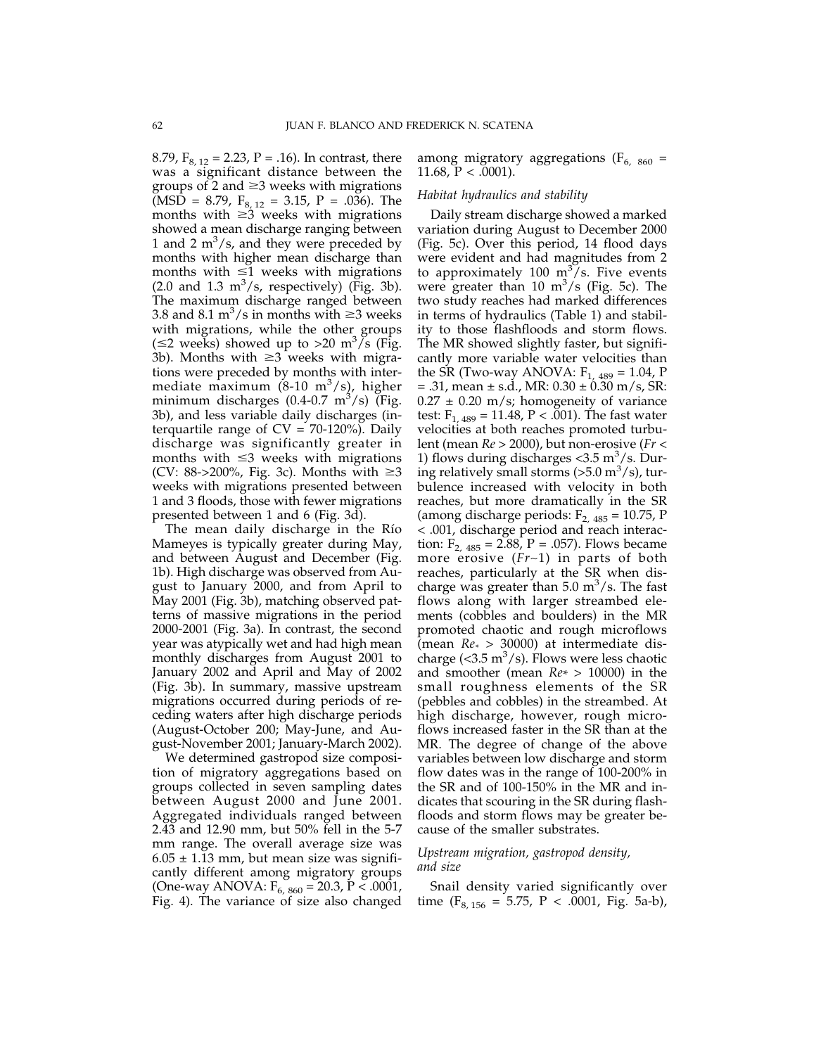8.79, $F_{8, 12} = 2.23$, $P = .16$). In contrast, there was a significant distance between the groups of 2 and ≥3 weeks with migrations (MSD = 8.79, $F_{8, 12} = 3.15$, $P = .036$). The months with ≥3 weeks with migrations showed a mean discharge ranging between 1 and 2 $m^3/s$, and they were preceded by months with higher mean discharge than months with ≤1 weeks with migrations (2.0 and 1.3 $m^3/s$, respectively) (Fig. 3b). The maximum discharge ranged between 3.8 and 8.1 $m^3/s$ in months with ≥3 weeks with migrations, while the other groups (≤2 weeks) showed up to >20 $m^3/s$ (Fig. 3b). Months with ≥3 weeks with migrations were preceded by months with intermediate maximum (8-10 $m^3/s$), higher minimum discharges (0.4-0.7 $m^3/s$) (Fig. 3b), and less variable daily discharges (interquartile range of CV = 70-120%). Daily discharge was significantly greater in months with ≤3 weeks with migrations (CV: 88->200%, Fig. 3c). Months with ≥3 weeks with migrations presented between 1 and 3 floods, those with fewer migrations presented between 1 and 6 (Fig. 3d).

The mean daily discharge in the Río Mameyes is typically greater during May, and between August and December (Fig. 1b). High discharge was observed from August to January 2000, and from April to May 2001 (Fig. 3b), matching observed patterns of massive migrations in the period 2000-2001 (Fig. 3a). In contrast, the second year was atypically wet and had high mean monthly discharges from August 2001 to January 2002 and April and May of 2002 (Fig. 3b). In summary, massive upstream migrations occurred during periods of receding waters after high discharge periods (August-October 200; May-June, and August-November 2001; January-March 2002).

We determined gastropod size composition of migratory aggregations based on groups collected in seven sampling dates between August 2000 and June 2001. Aggregated individuals ranged between 2.43 and 12.90 mm, but 50% fell in the 5-7 mm range. The overall average size was 6.05 ± 1.13 mm, but mean size was significantly different among migratory groups (One-way ANOVA: $F_{6, 860} = 20.3$, $P < .0001$, Fig. 4). The variance of size also changed among migratory aggregations ($F_{6, 860} = 11.68$, $P < .0001$).

### *Habitat hydraulics and stability*

Daily stream discharge showed a marked variation during August to December 2000 (Fig. 5c). Over this period, 14 flood days were evident and had magnitudes from 2 to approximately 100 $m^3/s$. Five events were greater than 10 $m^3/s$ (Fig. 5c). The two study reaches had marked differences in terms of hydraulics (Table 1) and stability to those flashfloods and storm flows. The MR showed slightly faster, but significantly more variable water velocities than the SR (Two-way ANOVA: $F_{1, 489} = 1.04$, $P = .31$, mean ± s.d., MR: 0.30 ± 0.30 m/s, SR: 0.27 ± 0.20 m/s; homogeneity of variance test: $F_{1, 489} = 11.48$, $P < .001$). The fast water velocities at both reaches promoted turbulent (mean $Re > 2000$), but non-erosive ($Fr < 1$) flows during discharges <3.5 $m^3/s$. During relatively small storms (>5.0 $m^3/s$), turbulence increased with velocity in both reaches, but more dramatically in the SR (among discharge periods: $F_{2, 485} = 10.75$, $P < .001$, discharge period and reach interaction: $F_{2, 485} = 2.88$, $P = .057$). Flows became more erosive ($Fr \sim 1$) in parts of both reaches, particularly at the SR when discharge was greater than 5.0 $m^3/s$. The fast flows along with larger streambed elements (cobbles and boulders) in the MR promoted chaotic and rough microflows (mean $Re_* > 30000$) at intermediate discharge (<3.5 $m^3/s$). Flows were less chaotic and smoother (mean $Re_* > 10000$) in the small roughness elements of the SR (pebbles and cobbles) in the streambed. At high discharge, however, rough microflows increased faster in the SR than at the MR. The degree of change of the above variables between low discharge and storm flow dates was in the range of 100-200% in the SR and of 100-150% in the MR and indicates that scouring in the SR during flashfloods and storm flows may be greater because of the smaller substrates.

### *Upstream migration, gastropod density, and size*

Snail density varied significantly over time ($F_{8, 156} = 5.75$, $P < .0001$, Fig. 5a-b),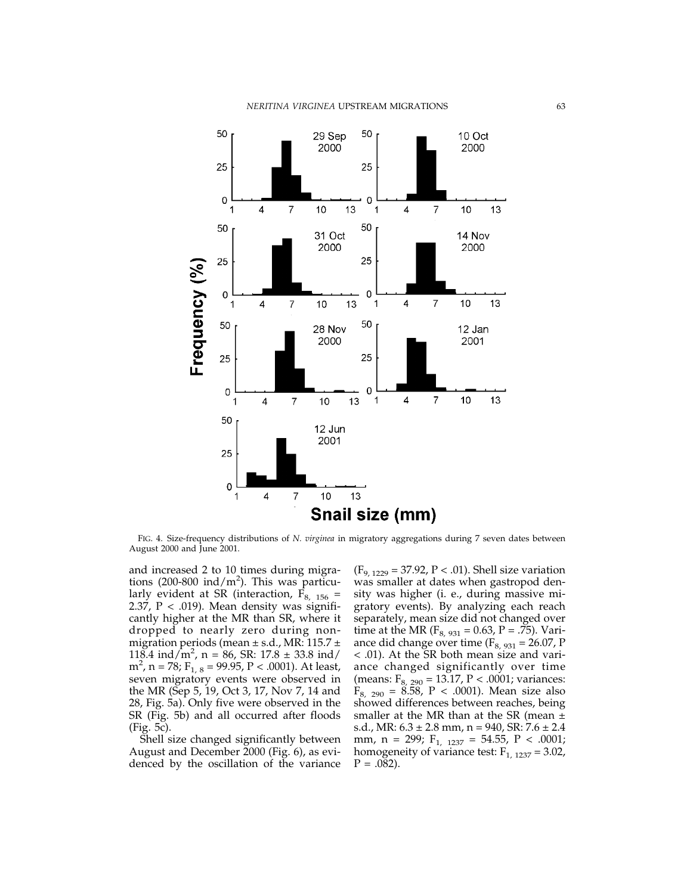FIG. 4. Size-frequency distributions of *N. virginea* in migratory aggregations during 7 seven dates between August 2000 and June 2001.

and increased 2 to 10 times during migrations (200-800 ind/m$^2$). This was particularly evident at SR (interaction, $F_{8,\ 156}$ = 2.37, P < .019). Mean density was significantly higher at the MR than SR, where it dropped to nearly zero during non-migration periods (mean ± s.d., MR: 115.7 ± 118.4 ind/m$^2$, n = 86, SR: 17.8 ± 33.8 ind/m$^2$, n = 78; $F_{1,\ 8}$ = 99.95, P < .0001). At least, seven migratory events were observed in the MR (Sep 5, 19, Oct 3, 17, Nov 7, 14 and 28, Fig. 5a). Only five were observed in the SR (Fig. 5b) and all occurred after floods (Fig. 5c).

Shell size changed significantly between August and December 2000 (Fig. 6), as evidenced by the oscillation of the variance ($F_{9,\ 1229}$ = 37.92, P < .01). Shell size variation was smaller at dates when gastropod density was higher (i. e., during massive migratory events). By analyzing each reach separately, mean size did not changed over time at the MR ($F_{8,\ 931}$ = 0.63, P = .75). Variance did change over time ($F_{8,\ 931}$ = 26.07, P < .01). At the SR both mean size and variance changed significantly over time (means: $F_{8,\ 290}$ = 13.17, P < .0001; variances: $F_{8,\ 290}$ = 8.58, P < .0001). Mean size also showed differences between reaches, being smaller at the MR than at the SR (mean ± s.d., MR: 6.3 ± 2.8 mm, n = 940, SR: 7.6 ± 2.4 mm, n = 299; $F_{1,\ 1237}$ = 54.55, P < .0001; homogeneity of variance test: $F_{1,\ 1237}$ = 3.02, P = .082).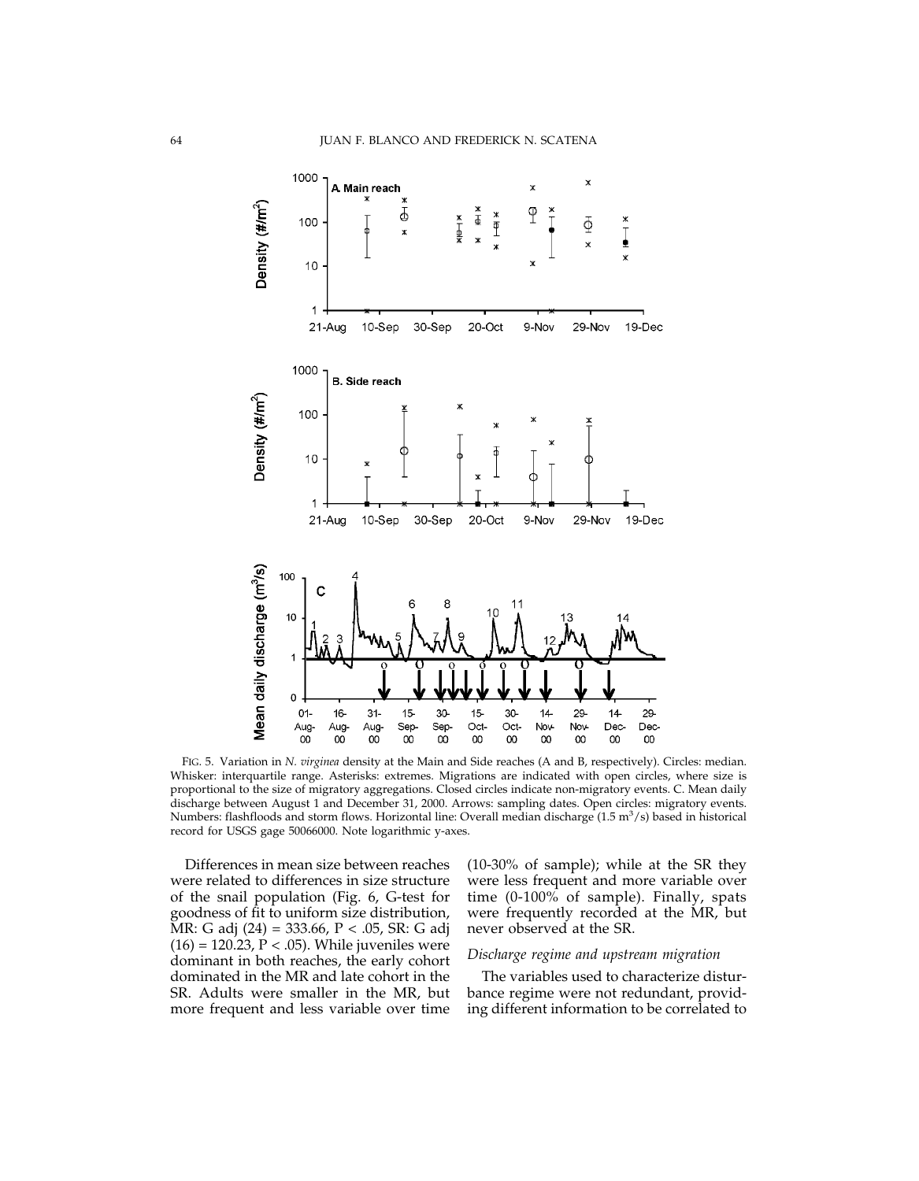FIG. 5. Variation in *N. virginea* density at the Main and Side reaches (A and B, respectively). Circles: median. Whisker: interquartile range. Asterisks: extremes. Migrations are indicated with open circles, where size is proportional to the size of migratory aggregations. Closed circles indicate non-migratory events. C. Mean daily discharge between August 1 and December 31, 2000. Arrows: sampling dates. Open circles: migratory events. Numbers: flashfloods and storm flows. Horizontal line: Overall median discharge (1.5 $m^3/s$) based in historical record for USGS gage 50066000. Note logarithmic y-axes.

Differences in mean size between reaches were related to differences in size structure of the snail population (Fig. 6, G-test for goodness of fit to uniform size distribution, MR: G adj (24) = 333.66, $P < .05$, SR: G adj (16) = 120.23, $P < .05$). While juveniles were dominant in both reaches, the early cohort dominated in the MR and late cohort in the SR. Adults were smaller in the MR, but more frequent and less variable over time (10-30% of sample); while at the SR they were less frequent and more variable over time (0-100% of sample). Finally, spats were frequently recorded at the MR, but never observed at the SR.

### *Discharge regime and upstream migration*

The variables used to characterize disturbance regime were not redundant, providing different information to be correlated to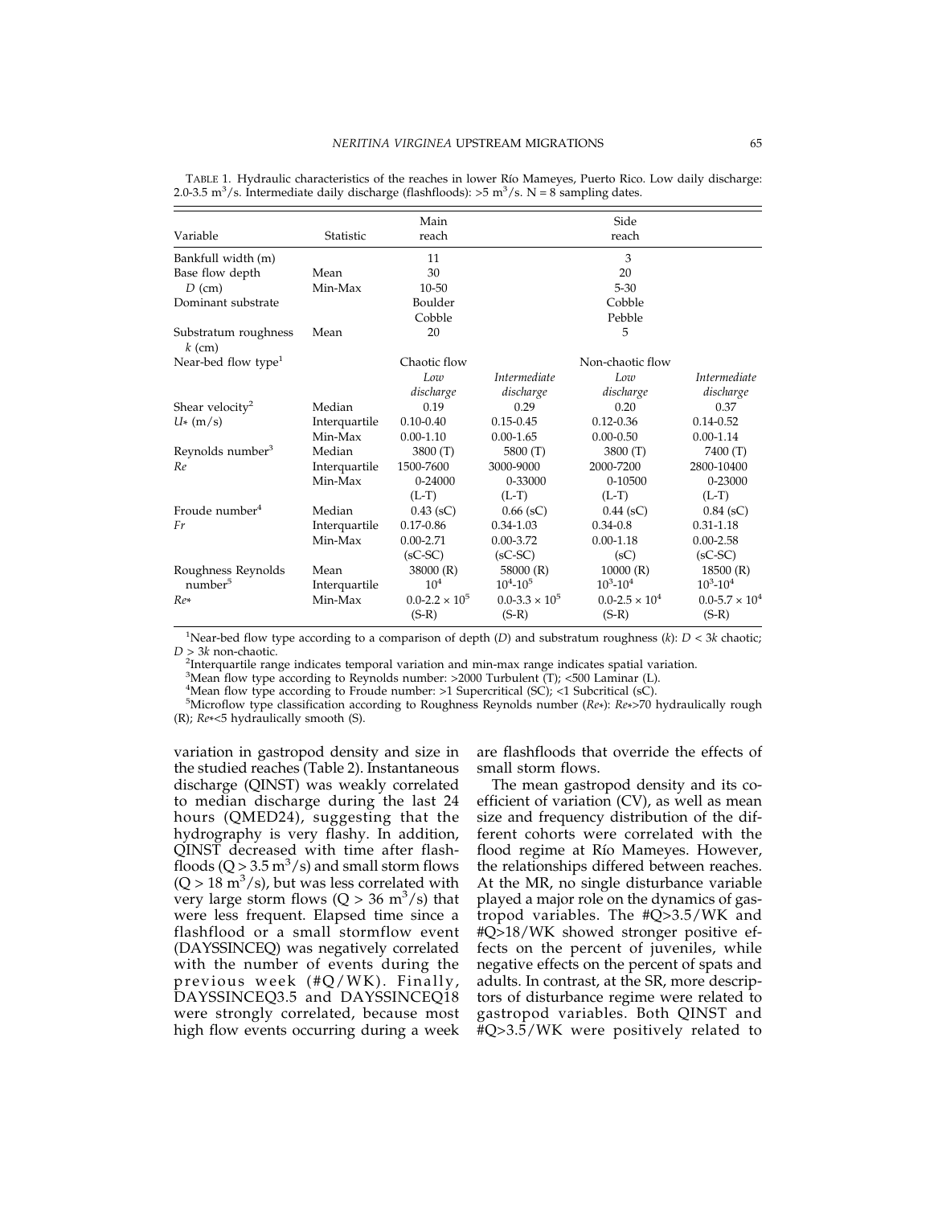TABLE 1. Hydraulic characteristics of the reaches in lower Río Mameyes, Puerto Rico. Low daily discharge: 2.0-3.5 $m^3/s$. Intermediate daily discharge (flashfloods): >5 $m^3/s$. N = 8 sampling dates.

| Variable | Statistic | Main reach | | Side reach | |
|---|---|---|---|---|---|
| Bankfull width (m) | | 11 | | 3 | |
| Base flow depth $D$ (cm) | Mean | 30 | | 20 | |
| | Min-Max | 10-50 | | 5-30 | |
| Dominant substrate | | Boulder Cobble | | Cobble Pebble | |
| Substratum roughness $k$ (cm) | Mean | 20 | | 5 | |
| Near-bed flow type[1] | | Chaotic flow | | Non-chaotic flow | |
| | | *Low discharge* | *Intermediate discharge* | *Low discharge* | *Intermediate discharge* |
| Shear velocity[2] $U*$ (m/s) | Median | 0.19 | 0.29 | 0.20 | 0.37 |
| | Interquartile | 0.10-0.40 | 0.15-0.45 | 0.12-0.36 | 0.14-0.52 |
| | Min-Max | 0.00-1.10 | 0.00-1.65 | 0.00-0.50 | 0.00-1.14 |
| Reynolds number[3] $Re$ | Median | 3800 (T) | 5800 (T) | 3800 (T) | 7400 (T) |
| | Interquartile | 1500-7600 | 3000-9000 | 2000-7200 | 2800-10400 |
| | Min-Max | 0-24000 (L-T) | 0-33000 (L-T) | 0-10500 (L-T) | 0-23000 (L-T) |
| Froude number[4] $Fr$ | Median | 0.43 (sC) | 0.66 (sC) | 0.44 (sC) | 0.84 (sC) |
| | Interquartile | 0.17-0.86 | 0.34-1.03 | 0.34-0.8 | 0.31-1.18 |
| | Min-Max | 0.00-2.71 (sC-SC) | 0.00-3.72 (sC-SC) | 0.00-1.18 (sC) | 0.00-2.58 (sC-SC) |
| Roughness Reynolds number[5] $Re*$ | Mean | 38000 (R) | 58000 (R) | 10000 (R) | 18500 (R) |
| | Interquartile | $10^4$ | $10^4$-$10^5$ | $10^3$-$10^4$ | $10^3$-$10^4$ |
| | Min-Max | $0.0$-$2.2 \times 10^5$ (S-R) | $0.0$-$3.3 \times 10^5$ (S-R) | $0.0$-$2.5 \times 10^4$ (S-R) | $0.0$-$5.7 \times 10^4$ (S-R) |

[1]Near-bed flow type according to a comparison of depth ($D$) and substratum roughness ($k$): $D < 3k$ chaotic; $D > 3k$ non-chaotic.
[2]Interquartile range indicates temporal variation and min-max range indicates spatial variation.
[3]Mean flow type according to Reynolds number: >2000 Turbulent (T); <500 Laminar (L).
[4]Mean flow type according to Froude number: >1 Supercritical (SC); <1 Subcritical (sC).
[5]Microflow type classification according to Roughness Reynolds number ($Re*$): $Re*$>70 hydraulically rough (R); $Re*$<5 hydraulically smooth (S).

variation in gastropod density and size in the studied reaches (Table 2). Instantaneous discharge (QINST) was weakly correlated to median discharge during the last 24 hours (QMED24), suggesting that the hydrography is very flashy. In addition, QINST decreased with time after flashfloods ($Q > 3.5$ $m^3/s$) and small storm flows ($Q > 18$ $m^3/s$), but was less correlated with very large storm flows ($Q > 36$ $m^3/s$) that were less frequent. Elapsed time since a flashflood or a small stormflow event (DAYSSINCEQ) was negatively correlated with the number of events during the previous week (#Q/WK). Finally, DAYSSINCEQ3.5 and DAYSSINCEQ18 were strongly correlated, because most high flow events occurring during a week are flashfloods that override the effects of small storm flows.

The mean gastropod density and its coefficient of variation (CV), as well as mean size and frequency distribution of the different cohorts were correlated with the flood regime at Río Mameyes. However, the relationships differed between reaches. At the MR, no single disturbance variable played a major role on the dynamics of gastropod variables. The #Q>3.5/WK and #Q>18/WK showed stronger positive effects on the percent of juveniles, while negative effects on the percent of spats and adults. In contrast, at the SR, more descriptors of disturbance regime were related to gastropod variables. Both QINST and #Q>3.5/WK were positively related to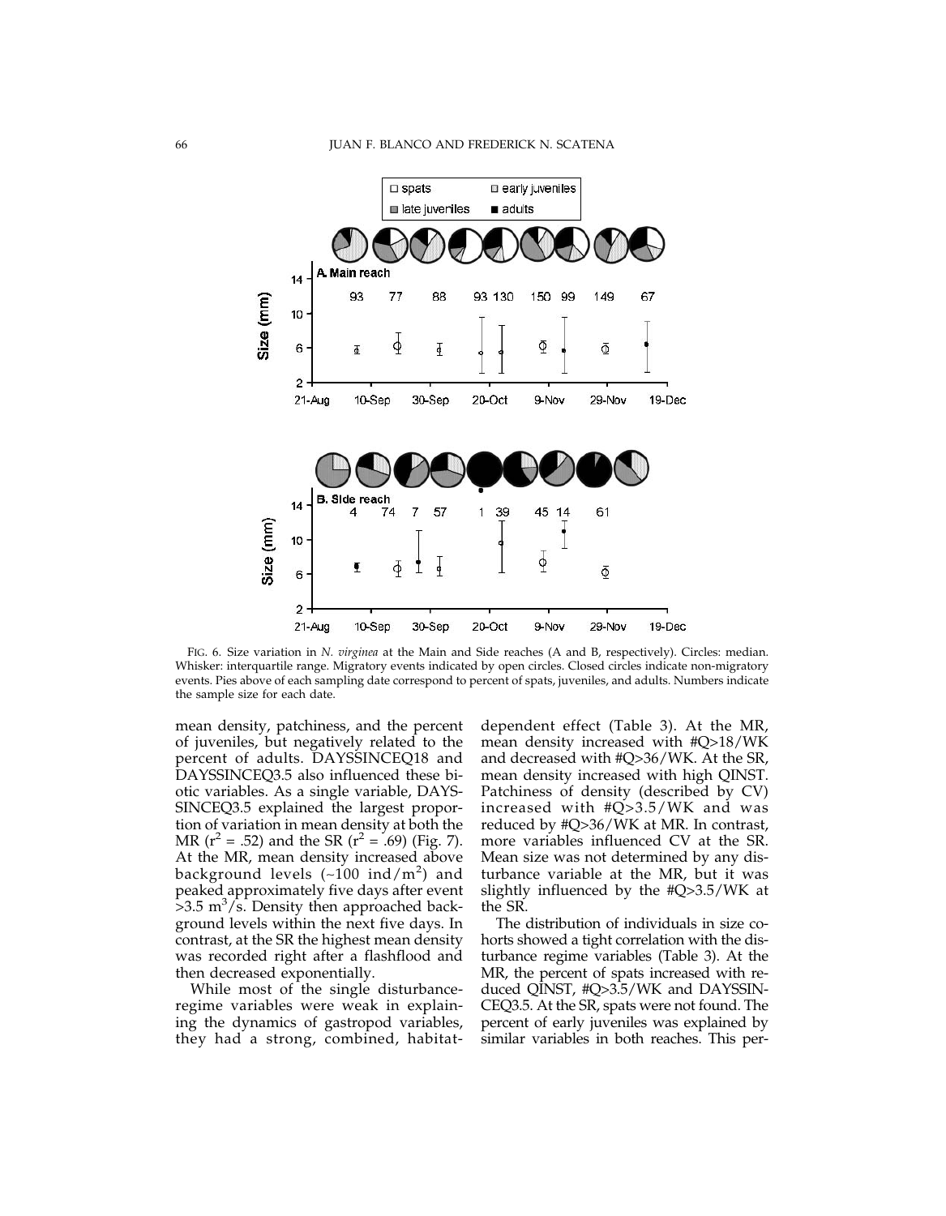FIG. 6. Size variation in *N. virginea* at the Main and Side reaches (A and B, respectively). Circles: median. Whisker: interquartile range. Migratory events indicated by open circles. Closed circles indicate non-migratory events. Pies above of each sampling date correspond to percent of spats, juveniles, and adults. Numbers indicate the sample size for each date.

mean density, patchiness, and the percent of juveniles, but negatively related to the percent of adults. DAYSSINCEQ18 and DAYSSINCEQ3.5 also influenced these biotic variables. As a single variable, DAYSSINCEQ3.5 explained the largest proportion of variation in mean density at both the MR ($r^2$ = .52) and the SR ($r^2$ = .69) (Fig. 7). At the MR, mean density increased above background levels (~100 ind/$m^2$) and peaked approximately five days after event >3.5 $m^3$/s. Density then approached background levels within the next five days. In contrast, at the SR the highest mean density was recorded right after a flashflood and then decreased exponentially.

While most of the single disturbance-regime variables were weak in explaining the dynamics of gastropod variables, they had a strong, combined, habitat-dependent effect (Table 3). At the MR, mean density increased with #Q>18/WK and decreased with #Q>36/WK. At the SR, mean density increased with high QINST. Patchiness of density (described by CV) increased with #Q>3.5/WK and was reduced by #Q>36/WK at MR. In contrast, more variables influenced CV at the SR. Mean size was not determined by any disturbance variable at the MR, but it was slightly influenced by the #Q>3.5/WK at the SR.

The distribution of individuals in size cohorts showed a tight correlation with the disturbance regime variables (Table 3). At the MR, the percent of spats increased with reduced QINST, #Q>3.5/WK and DAYSSINCEQ3.5. At the SR, spats were not found. The percent of early juveniles was explained by similar variables in both reaches. This per-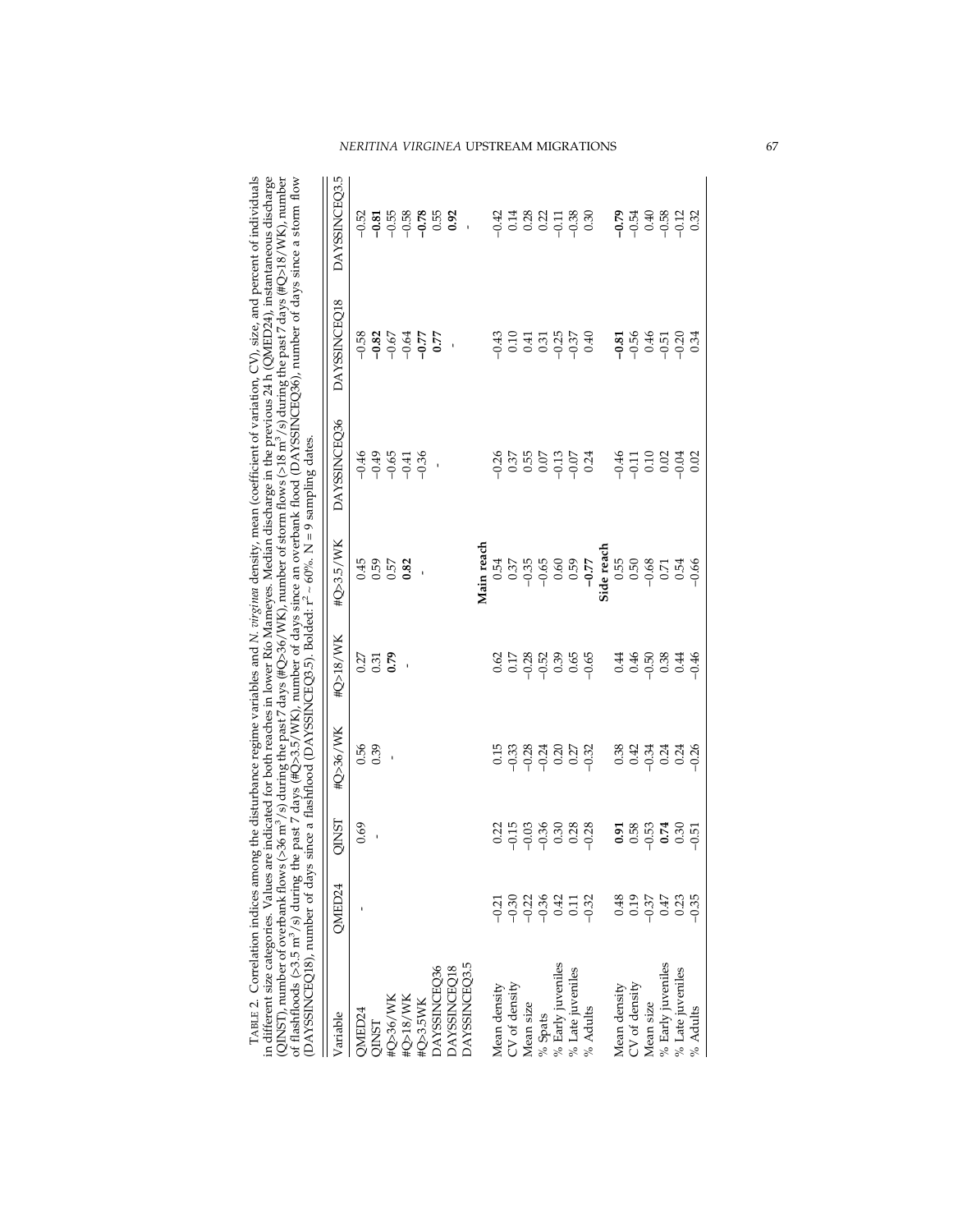TABLE 2. Correlation indices among the disturbance regime variables and *N. virginea* density, mean (coefficient of variation, CV), size, and percent of individuals in different size categories. Values are indicated for both reaches in lower Río Mameyes. Median discharge in the previous 24 h (QMED24), instantaneous discharge (QINST), number of overbank flows (>36 $m^3$/s) during the past 7 days (#Q>36/WK), number of storm flows (>18 $m^3$/s) during the past 7 days (#Q>18/WK), number of flashfloods (>3.5 $m^3$/s) during the past 7 days (#Q>3.5/WK), number of days since an overbank flood (DAYSSINCEQ36), number of days since a storm flow (DAYSSINCEQ18), number of days since a flashflood (DAYSSINCEQ3.5). Bolded: $r^2 \sim 60\%$. N = 9 sampling dates.

| Variable | QMED24 | QINST | #Q>36/WK | #Q>18/WK | #Q>3.5/WK | DAYSSINCEQ36 | DAYSSINCEQ18 | DAYSSINCEQ3.5 |
|---|---|---|---|---|---|---|---|---|
| QMED24 | - | 0.69 | 0.56 | 0.27 | 0.45 | −0.46 | −0.58 | −0.52 |
| QINST | | - | 0.39 | 0.31 | 0.59 | −0.49 | **−0.82** | **−0.81** |
| #Q>36/WK | | | - | **0.79** | 0.57 | −0.65 | −0.67 | −0.55 |
| #Q>18/WK | | | | - | **0.82** | −0.41 | −0.64 | −0.58 |
| #Q>3.5WK | | | | | - | −0.36 | **−0.77** | **−0.78** |
| DAYSSINCEQ36 | | | | | | - | **0.77** | 0.55 |
| DAYSSINCEQ18 | | | | | | | - | **0.92** |
| DAYSSINCEQ3.5 | | | | | | | | - |
| **Main reach** | | | | | | | | |
| Mean density | −0.21 | 0.22 | 0.15 | 0.62 | 0.54 | −0.26 | −0.43 | −0.42 |
| CV of density | −0.30 | −0.15 | −0.33 | 0.17 | 0.37 | 0.37 | 0.10 | 0.14 |
| Mean size | −0.22 | −0.03 | −0.28 | −0.28 | −0.35 | 0.55 | 0.41 | 0.28 |
| % Spats | −0.36 | −0.36 | −0.24 | −0.52 | −0.65 | 0.07 | 0.31 | 0.22 |
| % Early juveniles | 0.42 | 0.30 | 0.20 | 0.39 | 0.60 | −0.13 | −0.25 | −0.11 |
| % Late juveniles | 0.11 | 0.28 | 0.27 | 0.65 | 0.59 | −0.07 | −0.37 | −0.38 |
| % Adults | −0.32 | −0.28 | −0.32 | −0.65 | **−0.77** | 0.24 | 0.40 | 0.30 |
| **Side reach** | | | | | | | | |
| Mean density | 0.48 | **0.91** | 0.38 | 0.44 | 0.55 | −0.46 | **−0.81** | **−0.79** |
| CV of density | 0.19 | 0.58 | 0.42 | 0.46 | 0.50 | −0.11 | −0.56 | −0.54 |
| Mean size | −0.37 | −0.53 | −0.34 | −0.50 | −0.68 | 0.10 | 0.46 | 0.40 |
| % Early juveniles | 0.47 | **0.74** | 0.24 | 0.38 | 0.71 | 0.02 | −0.51 | −0.58 |
| % Late juveniles | 0.23 | 0.30 | 0.24 | 0.44 | 0.54 | −0.04 | −0.20 | −0.12 |
| % Adults | −0.35 | −0.51 | −0.26 | −0.46 | −0.66 | 0.02 | 0.34 | 0.32 |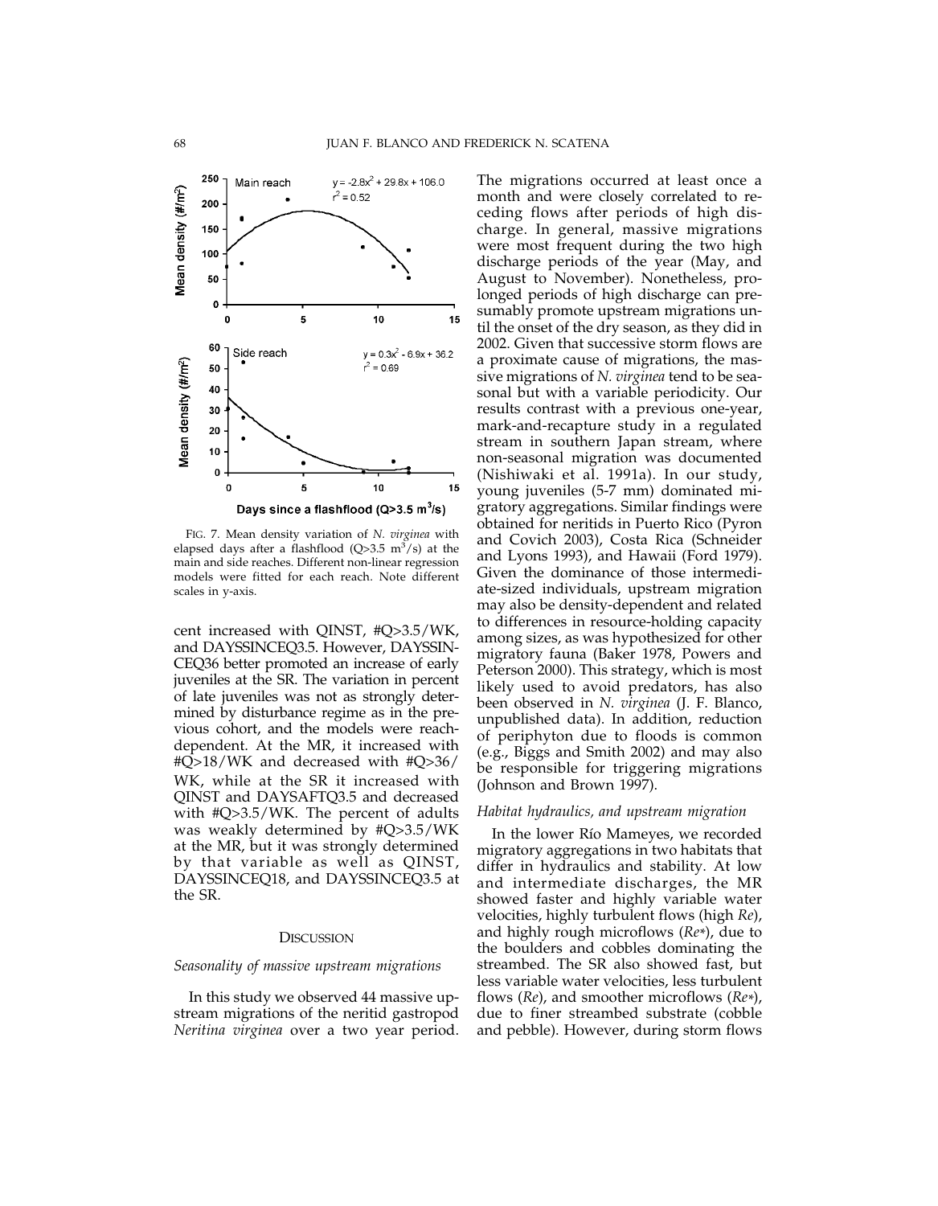FIG. 7. Mean density variation of *N. virginea* with elapsed days after a flashflood (Q>3.5 $m^3$/s) at the main and side reaches. Different non-linear regression models were fitted for each reach. Note different scales in y-axis.

cent increased with QINST, #Q>3.5/WK, and DAYSSINCEQ3.5. However, DAYSSINCEQ36 better promoted an increase of early juveniles at the SR. The variation in percent of late juveniles was not as strongly determined by disturbance regime as in the previous cohort, and the models were reach-dependent. At the MR, it increased with #Q>18/WK and decreased with #Q>36/WK, while at the SR it increased with QINST and DAYSAFTQ3.5 and decreased with #Q>3.5/WK. The percent of adults was weakly determined by #Q>3.5/WK at the MR, but it was strongly determined by that variable as well as QINST, DAYSSINCEQ18, and DAYSSINCEQ3.5 at the SR.

## DISCUSSION

### *Seasonality of massive upstream migrations*

In this study we observed 44 massive upstream migrations of the neritid gastropod *Neritina virginea* over a two year period. The migrations occurred at least once a month and were closely correlated to receding flows after periods of high discharge. In general, massive migrations were most frequent during the two high discharge periods of the year (May, and August to November). Nonetheless, prolonged periods of high discharge can presumably promote upstream migrations until the onset of the dry season, as they did in 2002. Given that successive storm flows are a proximate cause of migrations, the massive migrations of *N. virginea* tend to be seasonal but with a variable periodicity. Our results contrast with a previous one-year, mark-and-recapture study in a regulated stream in southern Japan stream, where non-seasonal migration was documented (Nishiwaki et al. 1991a). In our study, young juveniles (5-7 mm) dominated migratory aggregations. Similar findings were obtained for neritids in Puerto Rico (Pyron and Covich 2003), Costa Rica (Schneider and Lyons 1993), and Hawaii (Ford 1979). Given the dominance of those intermediate-sized individuals, upstream migration may also be density-dependent and related to differences in resource-holding capacity among sizes, as was hypothesized for other migratory fauna (Baker 1978, Powers and Peterson 2000). This strategy, which is most likely used to avoid predators, has also been observed in *N. virginea* (J. F. Blanco, unpublished data). In addition, reduction of periphyton due to floods is common (e.g., Biggs and Smith 2002) and may also be responsible for triggering migrations (Johnson and Brown 1997).

### *Habitat hydraulics, and upstream migration*

In the lower Río Mameyes, we recorded migratory aggregations in two habitats that differ in hydraulics and stability. At low and intermediate discharges, the MR showed faster and highly variable water velocities, highly turbulent flows (high *Re*), and highly rough microflows (*Re\**), due to the boulders and cobbles dominating the streambed. The SR also showed fast, but less variable water velocities, less turbulent flows (*Re*), and smoother microflows (*Re\**), due to finer streambed substrate (cobble and pebble). However, during storm flows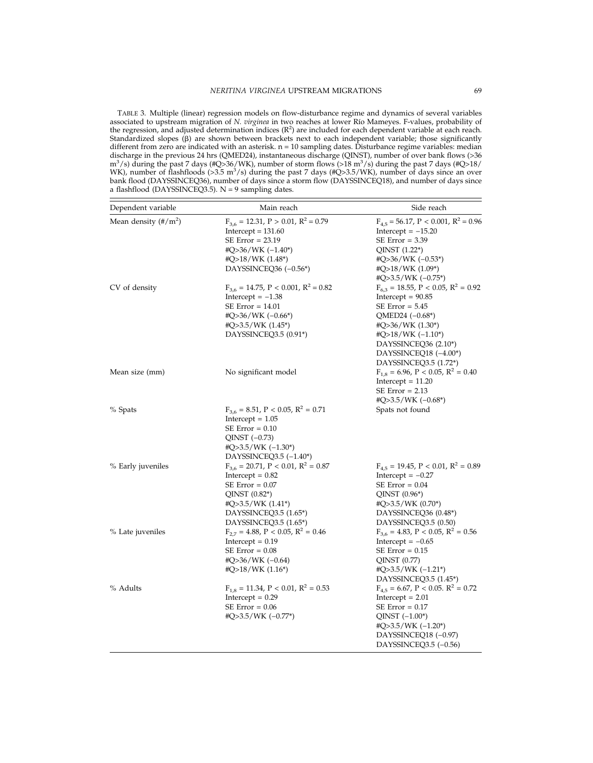TABLE 3. Multiple (linear) regression models on flow-disturbance regime and dynamics of several variables associated to upstream migration of *N. virginea* in two reaches at lower Río Mameyes. F-values, probability of the regression, and adjusted determination indices ($R^2$) are included for each dependent variable at each reach. Standardized slopes (β) are shown between brackets next to each independent variable; those significantly different from zero are indicated with an asterisk. n = 10 sampling dates. Disturbance regime variables: median discharge in the previous 24 hrs (QMED24), instantaneous discharge (QINST), number of over bank flows (>36 $m^3/s$) during the past 7 days (#Q>36/WK), number of storm flows (>18 $m^3/s$) during the past 7 days (#Q>18/WK), number of flashfloods (>3.5 $m^3/s$) during the past 7 days (#Q>3.5/WK), number of days since an over bank flood (DAYSSINCEQ36), number of days since a storm flow (DAYSSINCEQ18), and number of days since a flashflood (DAYSSINCEQ3.5). N = 9 sampling dates.

| Dependent variable | Main reach | Side reach |
|---|---|---|
| Mean density (#/$m^2$) | $F_{3,6} = 12.31$, $P > 0.01$, $R^2 = 0.79$<br>Intercept = 131.60<br>SE Error = 23.19<br>#Q>36/WK (−1.40*)<br>#Q>18/WK (1.48*)<br>DAYSSINCEQ36 (−0.56*) | $F_{4,5} = 56.17$, $P < 0.001$, $R^2 = 0.96$<br>Intercept = −15.20<br>SE Error = 3.39<br>QINST (1.22*)<br>#Q>36/WK (−0.53*)<br>#Q>18/WK (1.09*)<br>#Q>3.5/WK (−0.75*) |
| CV of density | $F_{3,6} = 14.75$, $P < 0.001$, $R^2 = 0.82$<br>Intercept = −1.38<br>SE Error = 14.01<br>#Q>36/WK (−0.66*)<br>#Q>3.5/WK (1.45*)<br>DAYSSINCEQ3.5 (0.91*) | $F_{6,3} = 18.55$, $P < 0.05$, $R^2 = 0.92$<br>Intercept = 90.85<br>SE Error = 5.45<br>QMED24 (−0.68*)<br>#Q>36/WK (1.30*)<br>#Q>18/WK (−1.10*)<br>DAYSSINCEQ36 (2.10*)<br>DAYSSINCEQ18 (−4.00*)<br>DAYSSINCEQ3.5 (1.72*) |
| Mean size (mm) | No significant model | $F_{1,8} = 6.96$, $P < 0.05$, $R^2 = 0.40$<br>Intercept = 11.20<br>SE Error = 2.13<br>#Q>3.5/WK (−0.68*) |
| % Spats | $F_{3,6} = 8.51$, $P < 0.05$, $R^2 = 0.71$<br>Intercept = 1.05<br>SE Error = 0.10<br>QINST (−0.73)<br>#Q>3.5/WK (−1.30*)<br>DAYSSINCEQ3.5 (−1.40*) | Spats not found |
| % Early juveniles | $F_{3,6} = 20.71$, $P < 0.01$, $R^2 = 0.87$<br>Intercept = 0.82<br>SE Error = 0.07<br>QINST (0.82*)<br>#Q>3.5/WK (1.41*)<br>DAYSSINCEQ3.5 (1.65*)<br>DAYSSINCEQ3.5 (1.65*) | $F_{4,5} = 19.45$, $P < 0.01$, $R^2 = 0.89$<br>Intercept = −0.27<br>SE Error = 0.04<br>QINST (0.96*)<br>#Q>3.5/WK (0.70*)<br>DAYSSINCEQ36 (0.48*)<br>DAYSSINCEQ3.5 (0.50) |
| % Late juveniles | $F_{2,7} = 4.88$, $P < 0.05$, $R^2 = 0.46$<br>Intercept = 0.19<br>SE Error = 0.08<br>#Q>36/WK (−0.64)<br>#Q>18/WK (1.16*) | $F_{3,6} = 4.83$, $P < 0.05$, $R^2 = 0.56$<br>Intercept = −0.65<br>SE Error = 0.15<br>QINST (0.77)<br>#Q>3.5/WK (−1.21*)<br>DAYSSINCEQ3.5 (1.45*) |
| % Adults | $F_{1,8} = 11.34$, $P < 0.01$, $R^2 = 0.53$<br>Intercept = 0.29<br>SE Error = 0.06<br>#Q>3.5/WK (−0.77*) | $F_{4,5} = 6.67$, $P < 0.05$. $R^2 = 0.72$<br>Intercept = 2.01<br>SE Error = 0.17<br>QINST (−1.00*)<br>#Q>3.5/WK (−1.20*)<br>DAYSSINCEQ18 (−0.97)<br>DAYSSINCEQ3.5 (−0.56) |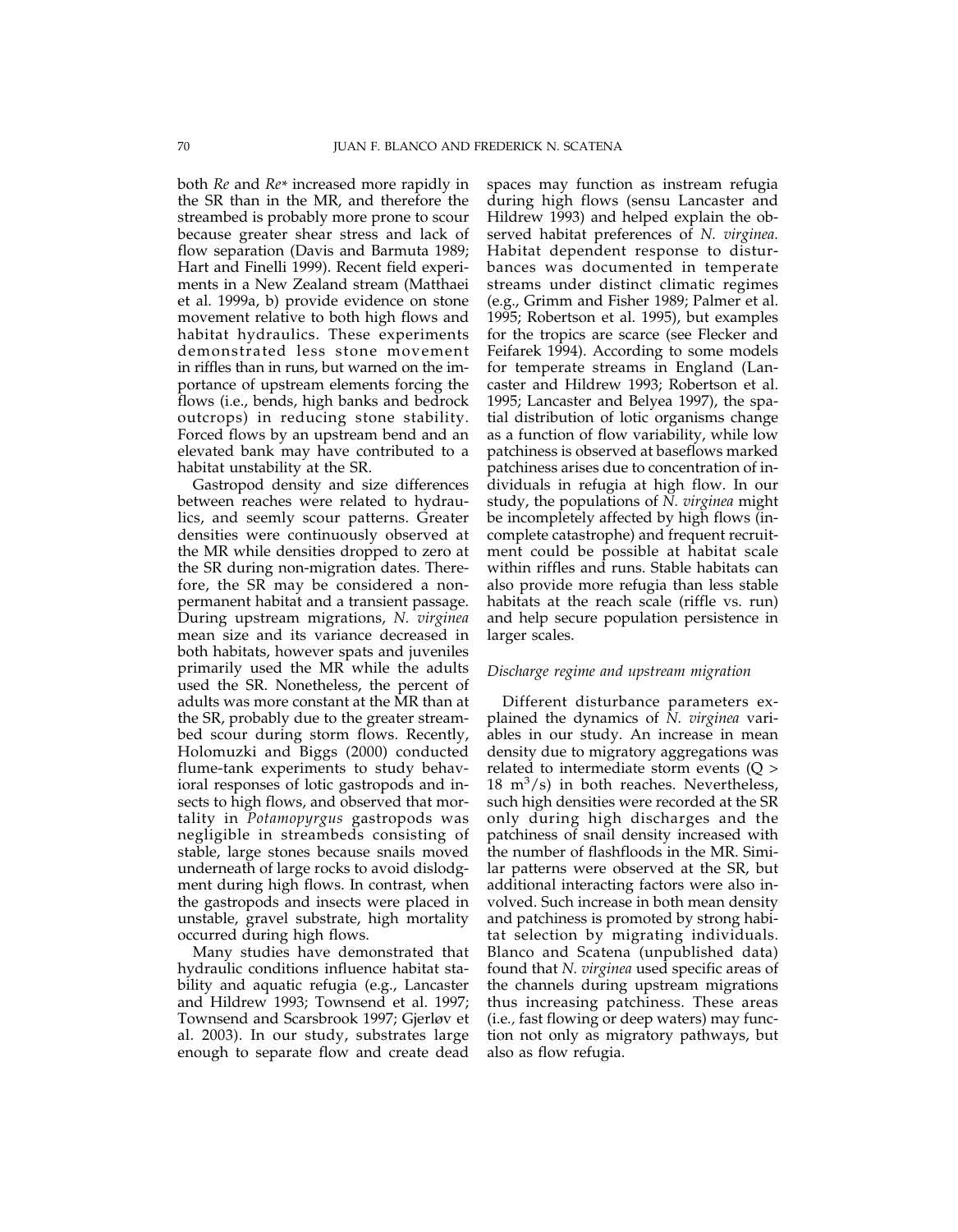both *Re* and *Re*\* increased more rapidly in the SR than in the MR, and therefore the streambed is probably more prone to scour because greater shear stress and lack of flow separation (Davis and Barmuta 1989; Hart and Finelli 1999). Recent field experiments in a New Zealand stream (Matthaei et al. 1999a, b) provide evidence on stone movement relative to both high flows and habitat hydraulics. These experiments demonstrated less stone movement in riffles than in runs, but warned on the importance of upstream elements forcing the flows (i.e., bends, high banks and bedrock outcrops) in reducing stone stability. Forced flows by an upstream bend and an elevated bank may have contributed to a habitat unstability at the SR.

Gastropod density and size differences between reaches were related to hydraulics, and seemly scour patterns. Greater densities were continuously observed at the MR while densities dropped to zero at the SR during non-migration dates. Therefore, the SR may be considered a non-permanent habitat and a transient passage. During upstream migrations, *N. virginea* mean size and its variance decreased in both habitats, however spats and juveniles primarily used the MR while the adults used the SR. Nonetheless, the percent of adults was more constant at the MR than at the SR, probably due to the greater streambed scour during storm flows. Recently, Holomuzki and Biggs (2000) conducted flume-tank experiments to study behavioral responses of lotic gastropods and insects to high flows, and observed that mortality in *Potamopyrgus* gastropods was negligible in streambeds consisting of stable, large stones because snails moved underneath of large rocks to avoid dislodgment during high flows. In contrast, when the gastropods and insects were placed in unstable, gravel substrate, high mortality occurred during high flows.

Many studies have demonstrated that hydraulic conditions influence habitat stability and aquatic refugia (e.g., Lancaster and Hildrew 1993; Townsend et al. 1997; Townsend and Scarsbrook 1997; Gjerløv et al. 2003). In our study, substrates large enough to separate flow and create dead spaces may function as instream refugia during high flows (sensu Lancaster and Hildrew 1993) and helped explain the observed habitat preferences of *N. virginea.* Habitat dependent response to disturbances was documented in temperate streams under distinct climatic regimes (e.g., Grimm and Fisher 1989; Palmer et al. 1995; Robertson et al. 1995), but examples for the tropics are scarce (see Flecker and Feifarek 1994). According to some models for temperate streams in England (Lancaster and Hildrew 1993; Robertson et al. 1995; Lancaster and Belyea 1997), the spatial distribution of lotic organisms change as a function of flow variability, while low patchiness is observed at baseflows marked patchiness arises due to concentration of individuals in refugia at high flow. In our study, the populations of *N. virginea* might be incompletely affected by high flows (incomplete catastrophe) and frequent recruitment could be possible at habitat scale within riffles and runs. Stable habitats can also provide more refugia than less stable habitats at the reach scale (riffle vs. run) and help secure population persistence in larger scales.

### *Discharge regime and upstream migration*

Different disturbance parameters explained the dynamics of *N. virginea* variables in our study. An increase in mean density due to migratory aggregations was related to intermediate storm events ($Q > 18\ m^3/s$) in both reaches. Nevertheless, such high densities were recorded at the SR only during high discharges and the patchiness of snail density increased with the number of flashfloods in the MR. Similar patterns were observed at the SR, but additional interacting factors were also involved. Such increase in both mean density and patchiness is promoted by strong habitat selection by migrating individuals. Blanco and Scatena (unpublished data) found that *N. virginea* used specific areas of the channels during upstream migrations thus increasing patchiness. These areas (i.e., fast flowing or deep waters) may function not only as migratory pathways, but also as flow refugia.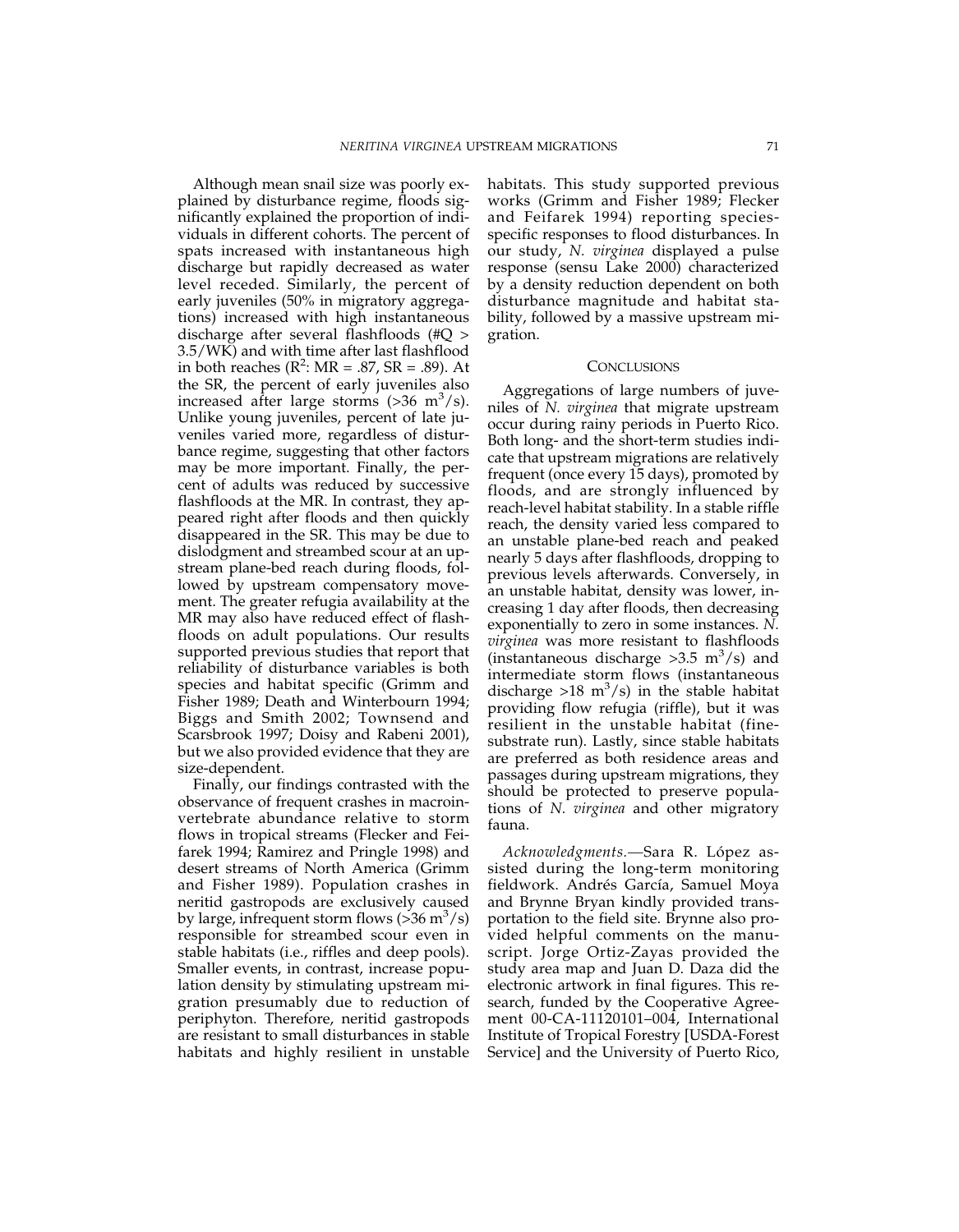Although mean snail size was poorly explained by disturbance regime, floods significantly explained the proportion of individuals in different cohorts. The percent of spats increased with instantaneous high discharge but rapidly decreased as water level receded. Similarly, the percent of early juveniles (50% in migratory aggregations) increased with high instantaneous discharge after several flashfloods (#Q > 3.5/WK) and with time after last flashflood in both reaches ($R^2$: MR = .87, SR = .89). At the SR, the percent of early juveniles also increased after large storms (>36 $m^3/s$). Unlike young juveniles, percent of late juveniles varied more, regardless of disturbance regime, suggesting that other factors may be more important. Finally, the percent of adults was reduced by successive flashfloods at the MR. In contrast, they appeared right after floods and then quickly disappeared in the SR. This may be due to dislodgment and streambed scour at an upstream plane-bed reach during floods, followed by upstream compensatory movement. The greater refugia availability at the MR may also have reduced effect of flashfloods on adult populations. Our results supported previous studies that report that reliability of disturbance variables is both species and habitat specific (Grimm and Fisher 1989; Death and Winterbourn 1994; Biggs and Smith 2002; Townsend and Scarsbrook 1997; Doisy and Rabeni 2001), but we also provided evidence that they are size-dependent.

Finally, our findings contrasted with the observance of frequent crashes in macroinvertebrate abundance relative to storm flows in tropical streams (Flecker and Feifarek 1994; Ramirez and Pringle 1998) and desert streams of North America (Grimm and Fisher 1989). Population crashes in neritid gastropods are exclusively caused by large, infrequent storm flows (>36 $m^3/s$) responsible for streambed scour even in stable habitats (i.e., riffles and deep pools). Smaller events, in contrast, increase population density by stimulating upstream migration presumably due to reduction of periphyton. Therefore, neritid gastropods are resistant to small disturbances in stable habitats and highly resilient in unstable habitats. This study supported previous works (Grimm and Fisher 1989; Flecker and Feifarek 1994) reporting species-specific responses to flood disturbances. In our study, *N. virginea* displayed a pulse response (sensu Lake 2000) characterized by a density reduction dependent on both disturbance magnitude and habitat stability, followed by a massive upstream migration.

## Conclusions

Aggregations of large numbers of juveniles of *N. virginea* that migrate upstream occur during rainy periods in Puerto Rico. Both long- and the short-term studies indicate that upstream migrations are relatively frequent (once every 15 days), promoted by floods, and are strongly influenced by reach-level habitat stability. In a stable riffle reach, the density varied less compared to an unstable plane-bed reach and peaked nearly 5 days after flashfloods, dropping to previous levels afterwards. Conversely, in an unstable habitat, density was lower, increasing 1 day after floods, then decreasing exponentially to zero in some instances. *N. virginea* was more resistant to flashfloods (instantaneous discharge >3.5 $m^3/s$) and intermediate storm flows (instantaneous discharge >18 $m^3/s$) in the stable habitat providing flow refugia (riffle), but it was resilient in the unstable habitat (fine-substrate run). Lastly, since stable habitats are preferred as both residence areas and passages during upstream migrations, they should be protected to preserve populations of *N. virginea* and other migratory fauna.

*Acknowledgments.*—Sara R. López assisted during the long-term monitoring fieldwork. Andrés García, Samuel Moya and Brynne Bryan kindly provided transportation to the field site. Brynne also provided helpful comments on the manuscript. Jorge Ortiz-Zayas provided the study area map and Juan D. Daza did the electronic artwork in final figures. This research, funded by the Cooperative Agreement 00-CA-11120101–004, International Institute of Tropical Forestry [USDA-Forest Service] and the University of Puerto Rico,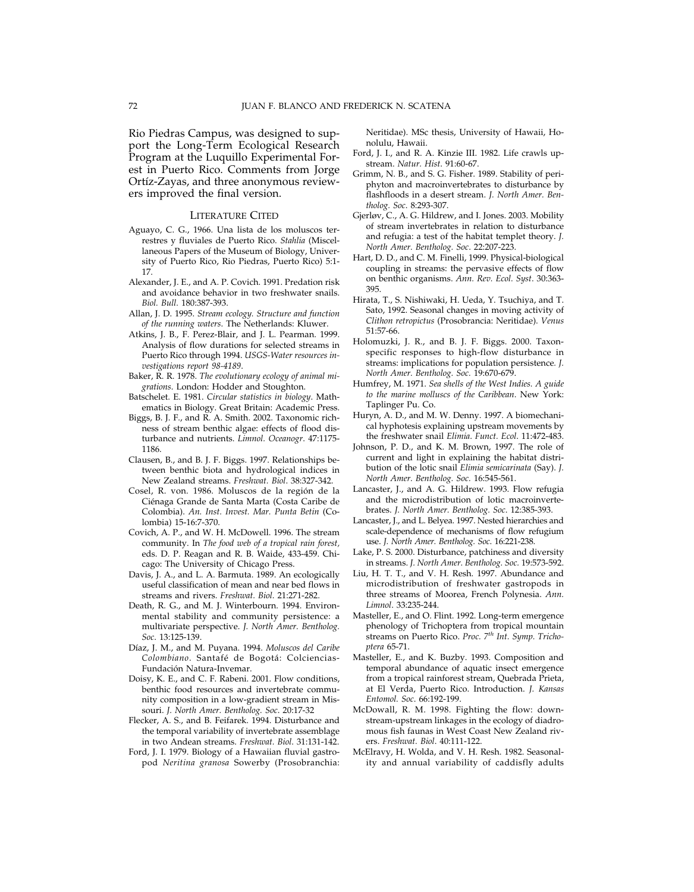Rio Piedras Campus, was designed to support the Long-Term Ecological Research Program at the Luquillo Experimental Forest in Puerto Rico. Comments from Jorge Ortíz-Zayas, and three anonymous reviewers improved the final version.

## LITERATURE CITED

Aguayo, C. G., 1966. Una lista de los moluscos terrestres y fluviales de Puerto Rico. *Stahlia* (Miscellaneous Papers of the Museum of Biology, University of Puerto Rico, Rio Piedras, Puerto Rico) 5:1-17.

Alexander, J. E., and A. P. Covich. 1991. Predation risk and avoidance behavior in two freshwater snails. *Biol. Bull.* 180:387-393.

Allan, J. D. 1995. *Stream ecology. Structure and function of the running waters*. The Netherlands: Kluwer.

Atkins, J. B., F. Perez-Blair, and J. L. Pearman. 1999. Analysis of flow durations for selected streams in Puerto Rico through 1994. *USGS-Water resources investigations report 98-4189*.

Baker, R. R. 1978. *The evolutionary ecology of animal migrations*. London: Hodder and Stoughton.

Batschelet. E. 1981. *Circular statistics in biology*. Mathematics in Biology. Great Britain: Academic Press.

Biggs, B. J. F., and R. A. Smith. 2002. Taxonomic richness of stream benthic algae: effects of flood disturbance and nutrients. *Limnol. Oceanogr*. 47:1175-1186.

Clausen, B., and B. J. F. Biggs. 1997. Relationships between benthic biota and hydrological indices in New Zealand streams. *Freshwat. Biol.* 38:327-342.

Cosel, R. von. 1986. Moluscos de la región de la Ciénaga Grande de Santa Marta (Costa Caribe de Colombia). *An. Inst. Invest. Mar. Punta Betin* (Colombia) 15-16:7-370.

Covich, A. P., and W. H. McDowell. 1996. The stream community. In *The food web of a tropical rain forest*, eds. D. P. Reagan and R. B. Waide, 433-459. Chicago: The University of Chicago Press.

Davis, J. A., and L. A. Barmuta. 1989. An ecologically useful classification of mean and near bed flows in streams and rivers. *Freshwat. Biol.* 21:271-282.

Death, R. G., and M. J. Winterbourn. 1994. Environmental stability and community persistence: a multivariate perspective. *J. North Amer. Bentholog. Soc*. 13:125-139.

Díaz, J. M., and M. Puyana. 1994. *Moluscos del Caribe Colombiano*. Santafé de Bogotá: Colciencias-Fundación Natura-Invemar.

Doisy, K. E., and C. F. Rabeni. 2001. Flow conditions, benthic food resources and invertebrate community composition in a low-gradient stream in Missouri. *J. North Amer. Bentholog. Soc*. 20:17-32

Flecker, A. S., and B. Feifarek. 1994. Disturbance and the temporal variability of invertebrate assemblage in two Andean streams. *Freshwat. Biol*. 31:131-142.

Ford, J. I. 1979. Biology of a Hawaiian fluvial gastropod *Neritina granosa* Sowerby (Prosobranchia: Neritidae). MSc thesis, University of Hawaii, Honolulu, Hawaii.

Ford, J. I., and R. A. Kinzie III. 1982. Life crawls upstream. *Natur. Hist*. 91:60-67.

Grimm, N. B., and S. G. Fisher. 1989. Stability of periphyton and macroinvertebrates to disturbance by flashfloods in a desert stream. *J. North Amer. Bentholog. Soc.* 8:293-307.

Gjerløv, C., A. G. Hildrew, and I. Jones. 2003. Mobility of stream invertebrates in relation to disturbance and refugia: a test of the habitat templet theory. *J. North Amer. Bentholog. Soc*. 22:207-223.

Hart, D. D., and C. M. Finelli, 1999. Physical-biological coupling in streams: the pervasive effects of flow on benthic organisms. *Ann. Rev. Ecol. Syst*. 30:363-395.

Hirata, T., S. Nishiwaki, H. Ueda, Y. Tsuchiya, and T. Sato, 1992. Seasonal changes in moving activity of *Clithon retropictus* (Prosobrancia: Neritidae). *Venus* 51:57-66.

Holomuzki, J. R., and B. J. F. Biggs. 2000. Taxon-specific responses to high-flow disturbance in streams: implications for population persistence. *J. North Amer. Bentholog. Soc.* 19:670-679.

Humfrey, M. 1971. *Sea shells of the West Indies. A guide to the marine molluscs of the Caribbean*. New York: Taplinger Pu. Co.

Huryn, A. D., and M. W. Denny. 1997. A biomechanical hyphotesis explaining upstream movements by the freshwater snail *Elimia*. *Funct. Ecol*. 11:472-483.

Johnson, P. D., and K. M. Brown, 1997. The role of current and light in explaining the habitat distribution of the lotic snail *Elimia semicarinata* (Say). *J. North Amer. Bentholog. Soc.* 16:545-561.

Lancaster, J., and A. G. Hildrew. 1993. Flow refugia and the microdistribution of lotic macroinvertebrates. *J. North Amer. Bentholog. Soc*. 12:385-393.

Lancaster, J., and L. Belyea. 1997. Nested hierarchies and scale-dependence of mechanisms of flow refugium use. *J. North Amer. Bentholog. Soc.* 16:221-238.

Lake, P. S. 2000. Disturbance, patchiness and diversity in streams. *J. North Amer. Bentholog. Soc.* 19:573-592.

Liu, H. T. T., and V. H. Resh. 1997. Abundance and microdistribution of freshwater gastropods in three streams of Moorea, French Polynesia. *Ann. Limnol*. 33:235-244.

Masteller, E., and O. Flint. 1992. Long-term emergence phenology of Trichoptera from tropical mountain streams on Puerto Rico. *Proc. 7th Int. Symp. Trichoptera* 65-71.

Masteller, E., and K. Buzby. 1993. Composition and temporal abundance of aquatic insect emergence from a tropical rainforest stream, Quebrada Prieta, at El Verda, Puerto Rico. Introduction. *J. Kansas Entomol. Soc.* 66:192-199.

McDowall, R. M. 1998. Fighting the flow: downstream-upstream linkages in the ecology of diadromous fish faunas in West Coast New Zealand rivers. *Freshwat. Biol*. 40:111-122.

McElravy, H. Wolda, and V. H. Resh. 1982. Seasonality and annual variability of caddisfly adults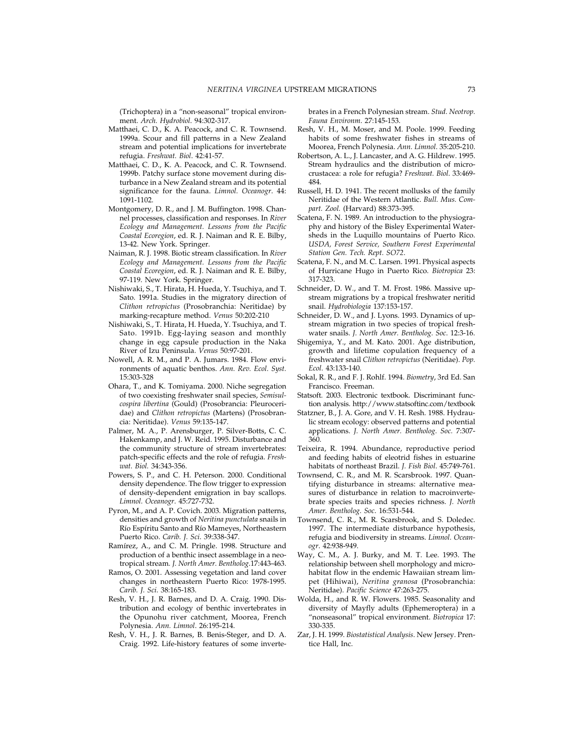(Trichoptera) in a "non-seasonal" tropical environment. *Arch. Hydrobiol*. 94:302-317.

Matthaei, C. D., K. A. Peacock, and C. R. Townsend. 1999a. Scour and fill patterns in a New Zealand stream and potential implications for invertebrate refugia. *Freshwat. Biol*. 42:41-57.

Matthaei, C. D., K. A. Peacock, and C. R. Townsend. 1999b. Patchy surface stone movement during disturbance in a New Zealand stream and its potential significance for the fauna. *Limnol. Oceanogr*. 44: 1091-1102.

Montgomery, D. R., and J. M. Buffington. 1998. Channel processes, classification and responses. In *River Ecology and Management. Lessons from the Pacific Coastal Ecoregion*, ed. R. J. Naiman and R. E. Bilby, 13-42. New York. Springer.

Naiman, R. J. 1998. Biotic stream classification. In *River Ecology and Management. Lessons from the Pacific Coastal Ecoregion*, ed. R. J. Naiman and R. E. Bilby, 97-119. New York. Springer.

Nishiwaki, S., T. Hirata, H. Hueda, Y. Tsuchiya, and T. Sato. 1991a. Studies in the migratory direction of *Clithon retropictus* (Prosobranchia: Neritidae) by marking-recapture method. *Venus* 50:202-210

Nishiwaki, S., T. Hirata, H. Hueda, Y. Tsuchiya, and T. Sato. 1991b. Egg-laying season and monthly change in egg capsule production in the Naka River of Izu Peninsula. *Venus* 50:97-201.

Nowell, A. R. M., and P. A. Jumars. 1984. Flow environments of aquatic benthos. *Ann. Rev. Ecol. Syst*. 15:303-328

Ohara, T., and K. Tomiyama. 2000. Niche segregation of two coexisting freshwater snail species, *Semisulcospira libertina* (Gould) (Prosobrancia: Pleuroceridae) and *Clithon retropictus* (Martens) (Prosobrancia: Neritidae). *Venus* 59:135-147.

Palmer, M. A., P. Arensburger, P. Silver-Botts, C. C. Hakenkamp, and J. W. Reid. 1995. Disturbance and the community structure of stream invertebrates: patch-specific effects and the role of refugia. *Freshwat. Biol.* 34:343-356.

Powers, S. P., and C. H. Peterson. 2000. Conditional density dependence. The flow trigger to expression of density-dependent emigration in bay scallops. *Limnol. Oceanogr*. 45:727-732.

Pyron, M., and A. P. Covich. 2003. Migration patterns, densities and growth of *Neritina punctulata* snails in Río Espíritu Santo and Río Mameyes, Northeastern Puerto Rico. *Carib. J. Sci*. 39:338-347.

Ramírez, A., and C. M. Pringle. 1998. Structure and production of a benthic insect assemblage in a neotropical stream. *J. North Amer. Bentholog*.17:443-463.

Ramos, O. 2001. Assessing vegetation and land cover changes in northeastern Puerto Rico: 1978-1995. *Carib. J. Sci*. 38:165-183.

Resh, V. H., J. R. Barnes, and D. A. Craig. 1990. Distribution and ecology of benthic invertebrates in the Opunohu river catchment, Moorea, French Polynesia. *Ann. Limnol*. 26:195-214.

Resh, V. H., J. R. Barnes, B. Benis-Steger, and D. A. Craig. 1992. Life-history features of some invertebrates in a French Polynesian stream. *Stud. Neotrop. Fauna Environm*. 27:145-153.

Resh, V. H., M. Moser, and M. Poole. 1999. Feeding habits of some freshwater fishes in streams of Moorea, French Polynesia. *Ann. Limnol*. 35:205-210.

Robertson, A. L., J. Lancaster, and A. G. Hildrew. 1995. Stream hydraulics and the distribution of microcrustacea: a role for refugia? *Freshwat. Biol*. 33:469-484.

Russell, H. D. 1941. The recent mollusks of the family Neritidae of the Western Atlantic. *Bull. Mus. Compart. Zool.* (Harvard) 88:373-395.

Scatena, F. N. 1989. An introduction to the physiography and history of the Bisley Experimental Watersheds in the Luquillo mountains of Puerto Rico. *USDA, Forest Service, Southern Forest Experimental Station Gen. Tech. Rept. SO72*.

Scatena, F. N., and M. C. Larsen. 1991. Physical aspects of Hurricane Hugo in Puerto Rico. *Biotropica* 23: 317-323.

Schneider, D. W., and T. M. Frost. 1986. Massive upstream migrations by a tropical freshwater neritid snail. *Hydrobiologia* 137:153-157.

Schneider, D. W., and J. Lyons. 1993. Dynamics of upstream migration in two species of tropical freshwater snails. *J. North Amer. Bentholog. Soc*. 12:3-16.

Shigemiya, Y., and M. Kato. 2001. Age distribution, growth and lifetime copulation frequency of a freshwater snail *Clithon retropictus* (Neritidae). *Pop. Ecol*. 43:133-140.

Sokal, R. R., and F. J. Rohlf. 1994. *Biometry*, 3rd Ed. San Francisco. Freeman.

Statsoft. 2003. Electronic textbook. Discriminant function analysis. http://www.statsoftinc.com/textbook

Statzner, B., J. A. Gore, and V. H. Resh. 1988. Hydraulic stream ecology: observed patterns and potential applications. *J. North Amer. Bentholog. Soc.* 7:307-360.

Teixeira, R. 1994. Abundance, reproductive period and feeding habits of eleotrid fishes in estuarine habitats of northeast Brazil. *J. Fish Biol*. 45:749-761.

Townsend, C. R., and M. R. Scarsbrook. 1997. Quantifying disturbance in streams: alternative measures of disturbance in relation to macroinvertebrate species traits and species richness. *J. North Amer. Bentholog. Soc*. 16:531-544.

Townsend, C. R., M. R. Scarsbrook, and S. Doledec. 1997. The intermediate disturbance hypothesis, refugia and biodiversity in streams. *Limnol. Oceanogr*. 42:938-949.

Way, C. M., A. J. Burky, and M. T. Lee. 1993. The relationship between shell morphology and microhabitat flow in the endemic Hawaiian stream limpet (Hihiwai), *Neritina granosa* (Prosobranchia: Neritidae). *Pacific Science* 47:263-275.

Wolda, H., and R. W. Flowers. 1985. Seasonality and diversity of Mayfly adults (Ephemeroptera) in a "nonseasonal" tropical environment. *Biotropica* 17: 330-335.

Zar, J. H. 1999. *Biostatistical Analysis*. New Jersey. Prentice Hall, Inc.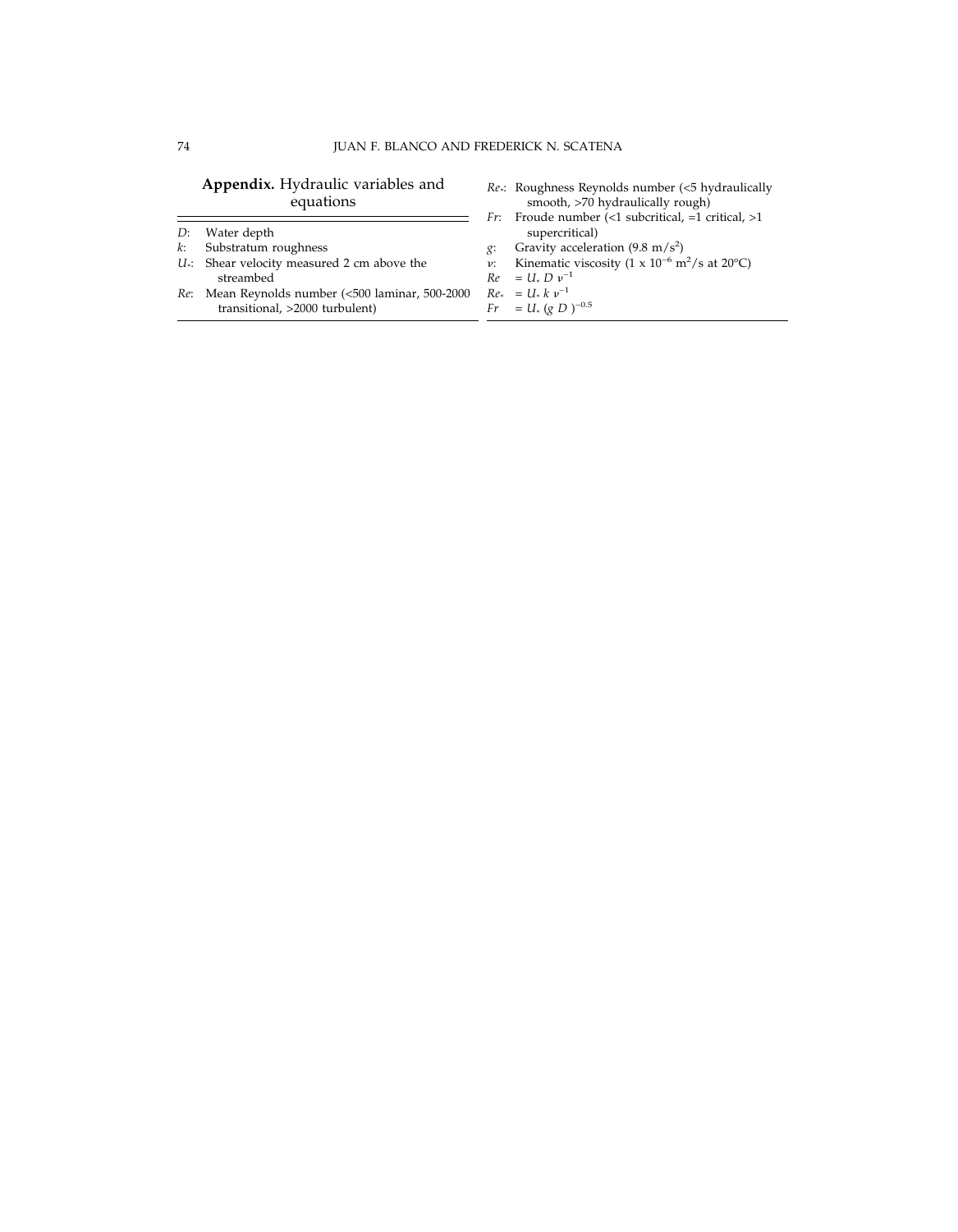**Appendix.** Hydraulic variables and equations

$D$: Water depth

$k$: Substratum roughness

$U_*$: Shear velocity measured 2 cm above the streambed

$Re$: Mean Reynolds number (<500 laminar, 500-2000 transitional, >2000 turbulent)

$Re_*$: Roughness Reynolds number (<5 hydraulically smooth, >70 hydraulically rough)

$Fr$: Froude number (<1 subcritical, =1 critical, >1 supercritical)

$g$: Gravity acceleration (9.8 $m/s^2$)

$\nu$: Kinematic viscosity (1 x $10^{-6}$ $m^2/s$ at 20°C)

$Re = U_* D \nu^{-1}$

$Re_* = U_* k \nu^{-1}$

$Fr = U_* (g D)^{-0.5}$